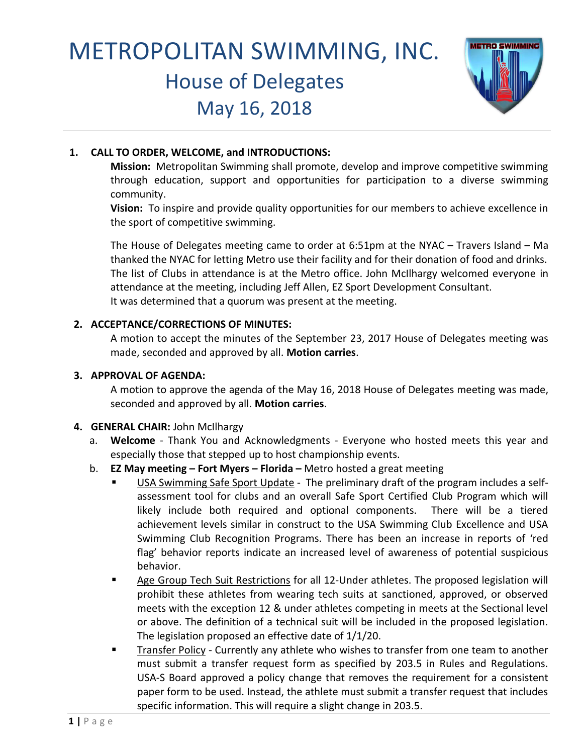# METROPOLITAN SWIMMING, INC.

## House of Delegates

## May 16, 2018

**1. CALL TO ORDER, WELCOME, and INTRODUCTIONS:**

**Mission:** Metropolitan Swimming shall promote, develop and improve competitive swimming through education, support and opportunities for participation to a diverse swimming community.

**Vision:** To inspire and provide quality opportunities for our members to achieve excellence in the sport of competitive swimming.

The House of Delegates meeting came to order at 6:51pm at the NYAC – Travers Island – Ma thanked the NYAC for letting Metro use their facility and for their donation of food and drinks. The list of Clubs in attendance is at the Metro office. John McIlhargy welcomed everyone in attendance at the meeting, including Jeff Allen, EZ Sport Development Consultant.
It was determined that a quorum was present at the meeting.

**2. ACCEPTANCE/CORRECTIONS OF MINUTES:**

A motion to accept the minutes of the September 23, 2017 House of Delegates meeting was made, seconded and approved by all. **Motion carries**.

**3. APPROVAL OF AGENDA:**

A motion to approve the agenda of the May 16, 2018 House of Delegates meeting was made, seconded and approved by all. **Motion carries**.

**4. GENERAL CHAIR:** John McIlhargy

a. **Welcome** - Thank You and Acknowledgments - Everyone who hosted meets this year and especially those that stepped up to host championship events.

b. **EZ May meeting – Fort Myers – Florida –** Metro hosted a great meeting

- USA Swimming Safe Sport Update - The preliminary draft of the program includes a self-assessment tool for clubs and an overall Safe Sport Certified Club Program which will likely include both required and optional components. There will be a tiered achievement levels similar in construct to the USA Swimming Club Excellence and USA Swimming Club Recognition Programs. There has been an increase in reports of 'red flag' behavior reports indicate an increased level of awareness of potential suspicious behavior.
- Age Group Tech Suit Restrictions for all 12-Under athletes. The proposed legislation will prohibit these athletes from wearing tech suits at sanctioned, approved, or observed meets with the exception 12 & under athletes competing in meets at the Sectional level or above. The definition of a technical suit will be included in the proposed legislation. The legislation proposed an effective date of 1/1/20.
- Transfer Policy - Currently any athlete who wishes to transfer from one team to another must submit a transfer request form as specified by 203.5 in Rules and Regulations. USA-S Board approved a policy change that removes the requirement for a consistent paper form to be used. Instead, the athlete must submit a transfer request that includes specific information. This will require a slight change in 203.5.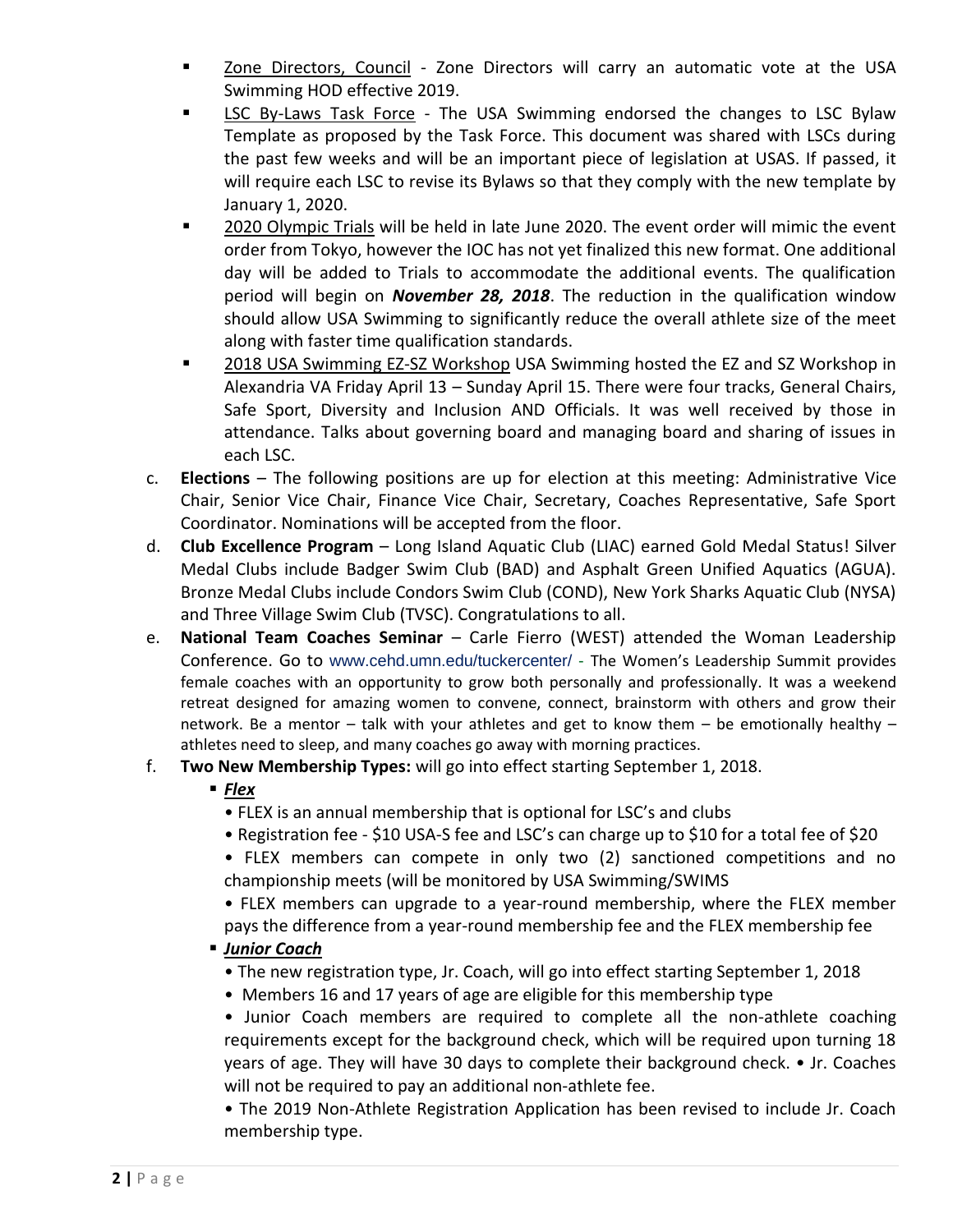- Zone Directors, Council - Zone Directors will carry an automatic vote at the USA Swimming HOD effective 2019.
- LSC By-Laws Task Force - The USA Swimming endorsed the changes to LSC Bylaw Template as proposed by the Task Force. This document was shared with LSCs during the past few weeks and will be an important piece of legislation at USAS. If passed, it will require each LSC to revise its Bylaws so that they comply with the new template by January 1, 2020.
- 2020 Olympic Trials will be held in late June 2020. The event order will mimic the event order from Tokyo, however the IOC has not yet finalized this new format. One additional day will be added to Trials to accommodate the additional events. The qualification period will begin on ***November 28, 2018***. The reduction in the qualification window should allow USA Swimming to significantly reduce the overall athlete size of the meet along with faster time qualification standards.
- 2018 USA Swimming EZ-SZ Workshop USA Swimming hosted the EZ and SZ Workshop in Alexandria VA Friday April 13 – Sunday April 15. There were four tracks, General Chairs, Safe Sport, Diversity and Inclusion AND Officials. It was well received by those in attendance. Talks about governing board and managing board and sharing of issues in each LSC.

c. **Elections** – The following positions are up for election at this meeting: Administrative Vice Chair, Senior Vice Chair, Finance Vice Chair, Secretary, Coaches Representative, Safe Sport Coordinator. Nominations will be accepted from the floor.

d. **Club Excellence Program** – Long Island Aquatic Club (LIAC) earned Gold Medal Status! Silver Medal Clubs include Badger Swim Club (BAD) and Asphalt Green Unified Aquatics (AGUA). Bronze Medal Clubs include Condors Swim Club (COND), New York Sharks Aquatic Club (NYSA) and Three Village Swim Club (TVSC). Congratulations to all.

e. **National Team Coaches Seminar** – Carle Fierro (WEST) attended the Woman Leadership Conference. Go to www.cehd.umn.edu/tuckercenter/ - The Women's Leadership Summit provides female coaches with an opportunity to grow both personally and professionally. It was a weekend retreat designed for amazing women to convene, connect, brainstorm with others and grow their network. Be a mentor – talk with your athletes and get to know them – be emotionally healthy – athletes need to sleep, and many coaches go away with morning practices.

f. **Two New Membership Types:** will go into effect starting September 1, 2018.

- ***Flex***
  - FLEX is an annual membership that is optional for LSC's and clubs
  - Registration fee - $10 USA-S fee and LSC's can charge up to $10 for a total fee of $20
  - FLEX members can compete in only two (2) sanctioned competitions and no championship meets (will be monitored by USA Swimming/SWIMS
  - FLEX members can upgrade to a year-round membership, where the FLEX member pays the difference from a year-round membership fee and the FLEX membership fee
- ***Junior Coach***
  - The new registration type, Jr. Coach, will go into effect starting September 1, 2018
  - Members 16 and 17 years of age are eligible for this membership type
  - Junior Coach members are required to complete all the non-athlete coaching requirements except for the background check, which will be required upon turning 18 years of age. They will have 30 days to complete their background check. • Jr. Coaches will not be required to pay an additional non-athlete fee.
  - The 2019 Non-Athlete Registration Application has been revised to include Jr. Coach membership type.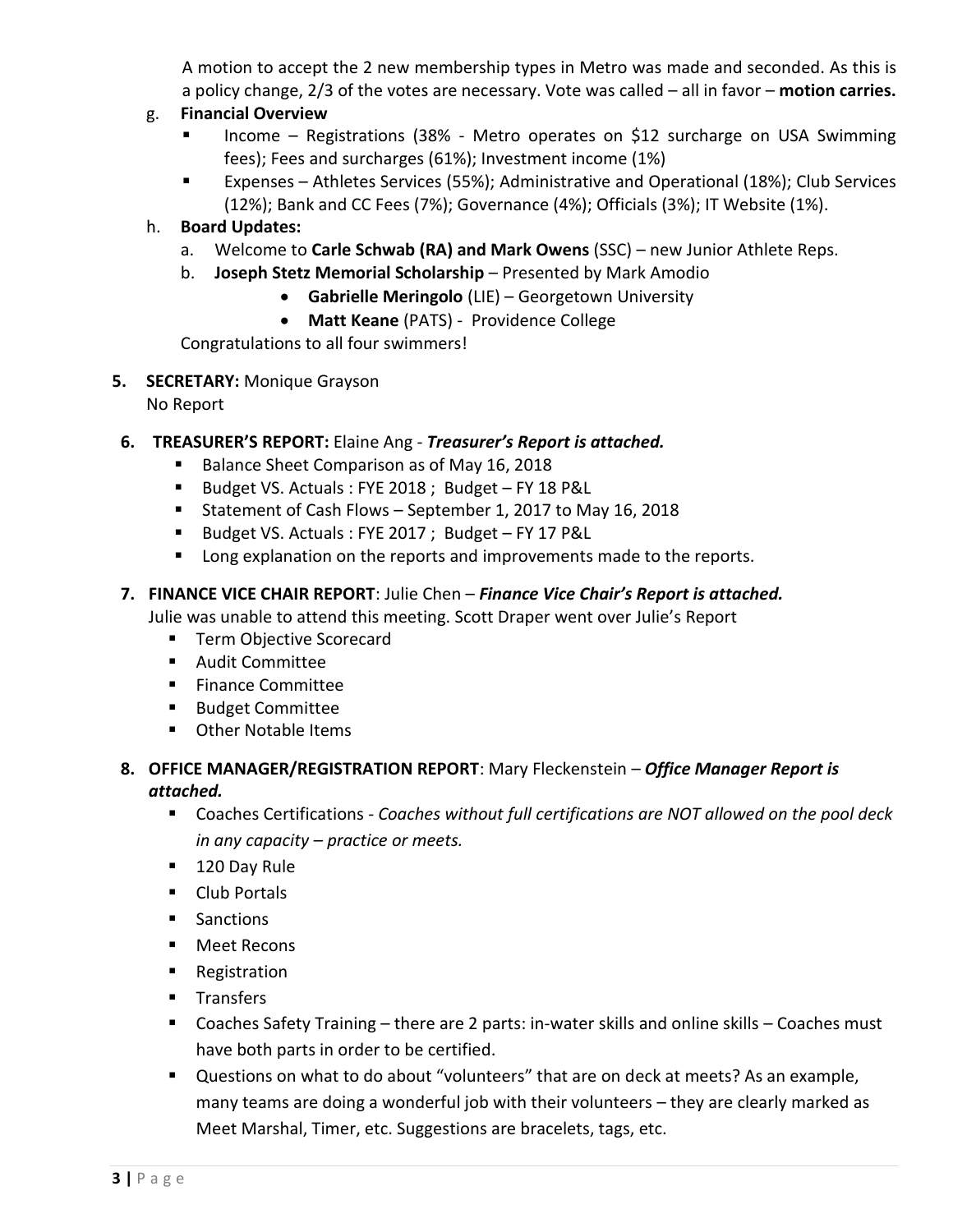A motion to accept the 2 new membership types in Metro was made and seconded. As this is a policy change, 2/3 of the votes are necessary. Vote was called – all in favor – **motion carries.**

g. **Financial Overview**
   - Income – Registrations (38% - Metro operates on $12 surcharge on USA Swimming fees); Fees and surcharges (61%); Investment income (1%)
   - Expenses – Athletes Services (55%); Administrative and Operational (18%); Club Services (12%); Bank and CC Fees (7%); Governance (4%); Officials (3%); IT Website (1%).

h. **Board Updates:**
   a. Welcome to **Carle Schwab (RA) and Mark Owens** (SSC) – new Junior Athlete Reps.
   b. **Joseph Stetz Memorial Scholarship** – Presented by Mark Amodio
      - **Gabrielle Meringolo** (LIE) – Georgetown University
      - **Matt Keane** (PATS) - Providence College

   Congratulations to all four swimmers!

5. **SECRETARY:** Monique Grayson
   No Report

6. **TREASURER'S REPORT:** Elaine Ang - ***Treasurer's Report is attached.***
   - Balance Sheet Comparison as of May 16, 2018
   - Budget VS. Actuals : FYE 2018 ; Budget – FY 18 P&L
   - Statement of Cash Flows – September 1, 2017 to May 16, 2018
   - Budget VS. Actuals : FYE 2017 ; Budget – FY 17 P&L
   - Long explanation on the reports and improvements made to the reports.

7. **FINANCE VICE CHAIR REPORT**: Julie Chen – ***Finance Vice Chair's Report is attached.***
   Julie was unable to attend this meeting. Scott Draper went over Julie's Report
   - Term Objective Scorecard
   - Audit Committee
   - Finance Committee
   - Budget Committee
   - Other Notable Items

8. **OFFICE MANAGER/REGISTRATION REPORT**: Mary Fleckenstein – ***Office Manager Report is attached.***
   - Coaches Certifications - *Coaches without full certifications are NOT allowed on the pool deck in any capacity – practice or meets.*
   - 120 Day Rule
   - Club Portals
   - Sanctions
   - Meet Recons
   - Registration
   - Transfers
   - Coaches Safety Training – there are 2 parts: in-water skills and online skills – Coaches must have both parts in order to be certified.
   - Questions on what to do about "volunteers" that are on deck at meets? As an example, many teams are doing a wonderful job with their volunteers – they are clearly marked as Meet Marshal, Timer, etc. Suggestions are bracelets, tags, etc.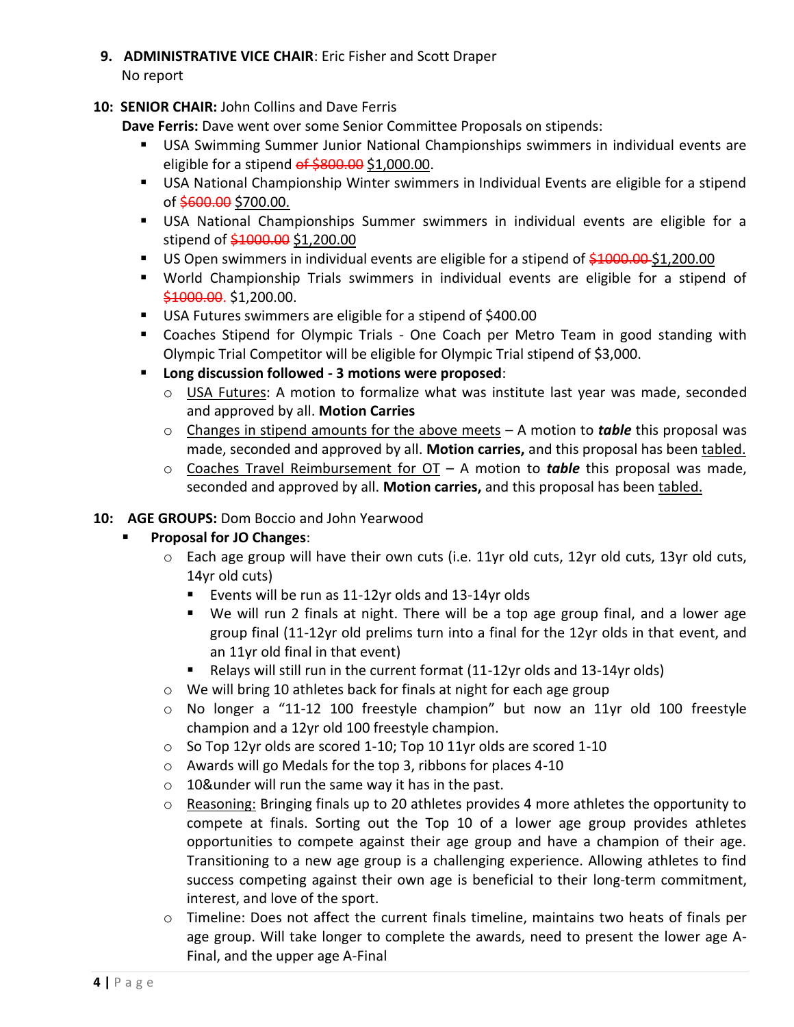9. **ADMINISTRATIVE VICE CHAIR**: Eric Fisher and Scott Draper
No report

**10: SENIOR CHAIR:** John Collins and Dave Ferris

**Dave Ferris:** Dave went over some Senior Committee Proposals on stipends:

- USA Swimming Summer Junior National Championships swimmers in individual events are eligible for a stipend ~~of $800.00~~ $1,000.00.
- USA National Championship Winter swimmers in Individual Events are eligible for a stipend of ~~$600.00~~ $700.00.
- USA National Championships Summer swimmers in individual events are eligible for a stipend of ~~$1000.00~~ $1,200.00
- US Open swimmers in individual events are eligible for a stipend of ~~$1000.00~~ $1,200.00
- World Championship Trials swimmers in individual events are eligible for a stipend of ~~$1000.00~~. $1,200.00.
- USA Futures swimmers are eligible for a stipend of $400.00
- Coaches Stipend for Olympic Trials - One Coach per Metro Team in good standing with Olympic Trial Competitor will be eligible for Olympic Trial stipend of $3,000.
- **Long discussion followed - 3 motions were proposed**:
  - USA Futures: A motion to formalize what was institute last year was made, seconded and approved by all. **Motion Carries**
  - Changes in stipend amounts for the above meets – A motion to ***table*** this proposal was made, seconded and approved by all. **Motion carries,** and this proposal has been tabled.
  - Coaches Travel Reimbursement for OT – A motion to ***table*** this proposal was made, seconded and approved by all. **Motion carries,** and this proposal has been tabled.

**10: AGE GROUPS:** Dom Boccio and John Yearwood

- **Proposal for JO Changes**:
  - Each age group will have their own cuts (i.e. 11yr old cuts, 12yr old cuts, 13yr old cuts, 14yr old cuts)
    - Events will be run as 11-12yr olds and 13-14yr olds
    - We will run 2 finals at night. There will be a top age group final, and a lower age group final (11-12yr old prelims turn into a final for the 12yr olds in that event, and an 11yr old final in that event)
    - Relays will still run in the current format (11-12yr olds and 13-14yr olds)
  - We will bring 10 athletes back for finals at night for each age group
  - No longer a "11-12 100 freestyle champion" but now an 11yr old 100 freestyle champion and a 12yr old 100 freestyle champion.
  - So Top 12yr olds are scored 1-10; Top 10 11yr olds are scored 1-10
  - Awards will go Medals for the top 3, ribbons for places 4-10
  - 10&under will run the same way it has in the past.
  - Reasoning: Bringing finals up to 20 athletes provides 4 more athletes the opportunity to compete at finals. Sorting out the Top 10 of a lower age group provides athletes opportunities to compete against their age group and have a champion of their age. Transitioning to a new age group is a challenging experience. Allowing athletes to find success competing against their own age is beneficial to their long-term commitment, interest, and love of the sport.
  - Timeline: Does not affect the current finals timeline, maintains two heats of finals per age group. Will take longer to complete the awards, need to present the lower age A-Final, and the upper age A-Final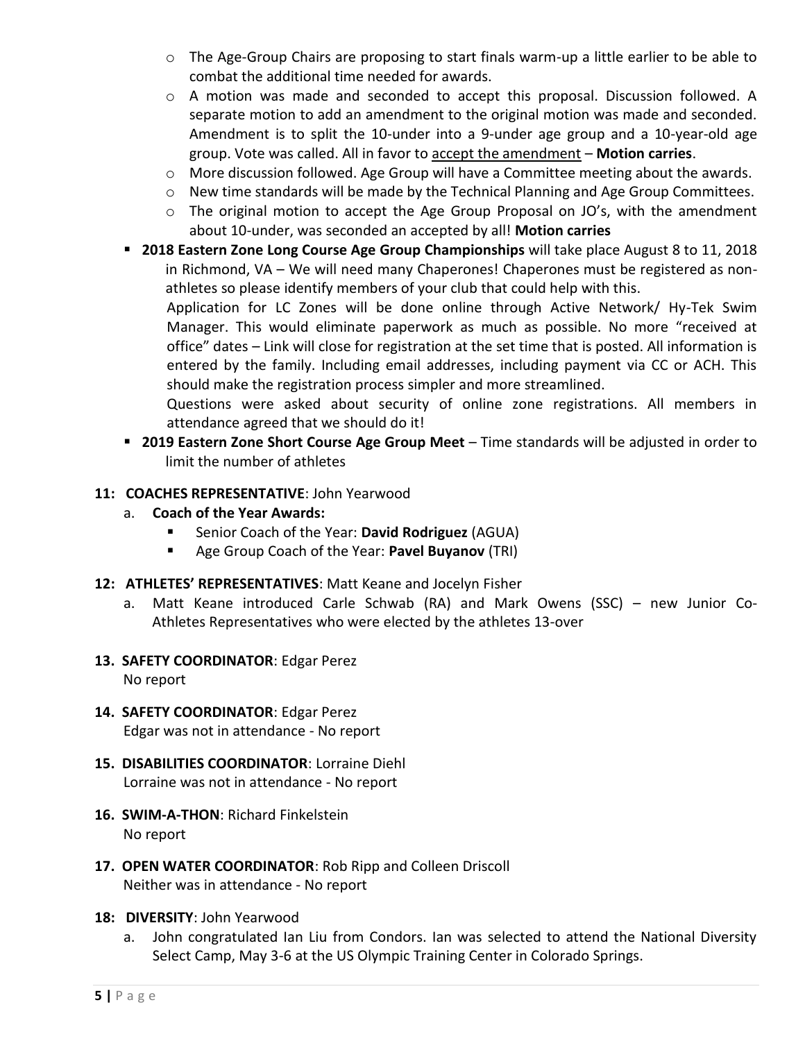- The Age-Group Chairs are proposing to start finals warm-up a little earlier to be able to combat the additional time needed for awards.
  - A motion was made and seconded to accept this proposal. Discussion followed. A separate motion to add an amendment to the original motion was made and seconded. Amendment is to split the 10-under into a 9-under age group and a 10-year-old age group. Vote was called. All in favor to accept the amendment – **Motion carries**.
  - More discussion followed. Age Group will have a Committee meeting about the awards.
  - New time standards will be made by the Technical Planning and Age Group Committees.
  - The original motion to accept the Age Group Proposal on JO's, with the amendment about 10-under, was seconded an accepted by all! **Motion carries**
- **2018 Eastern Zone Long Course Age Group Championships** will take place August 8 to 11, 2018 in Richmond, VA – We will need many Chaperones! Chaperones must be registered as non-athletes so please identify members of your club that could help with this.

  Application for LC Zones will be done online through Active Network/ Hy-Tek Swim Manager. This would eliminate paperwork as much as possible. No more "received at office" dates – Link will close for registration at the set time that is posted. All information is entered by the family. Including email addresses, including payment via CC or ACH. This should make the registration process simpler and more streamlined.

  Questions were asked about security of online zone registrations. All members in attendance agreed that we should do it!
- **2019 Eastern Zone Short Course Age Group Meet** – Time standards will be adjusted in order to limit the number of athletes

**11: COACHES REPRESENTATIVE**: John Yearwood

a. **Coach of the Year Awards:**
   - Senior Coach of the Year: **David Rodriguez** (AGUA)
   - Age Group Coach of the Year: **Pavel Buyanov** (TRI)

**12: ATHLETES' REPRESENTATIVES**: Matt Keane and Jocelyn Fisher

a. Matt Keane introduced Carle Schwab (RA) and Mark Owens (SSC) – new Junior Co-Athletes Representatives who were elected by the athletes 13-over

**13. SAFETY COORDINATOR**: Edgar Perez
No report

**14. SAFETY COORDINATOR**: Edgar Perez
Edgar was not in attendance - No report

**15. DISABILITIES COORDINATOR**: Lorraine Diehl
Lorraine was not in attendance - No report

**16. SWIM-A-THON**: Richard Finkelstein
No report

**17. OPEN WATER COORDINATOR**: Rob Ripp and Colleen Driscoll
Neither was in attendance - No report

**18: DIVERSITY**: John Yearwood

a. John congratulated Ian Liu from Condors. Ian was selected to attend the National Diversity Select Camp, May 3-6 at the US Olympic Training Center in Colorado Springs.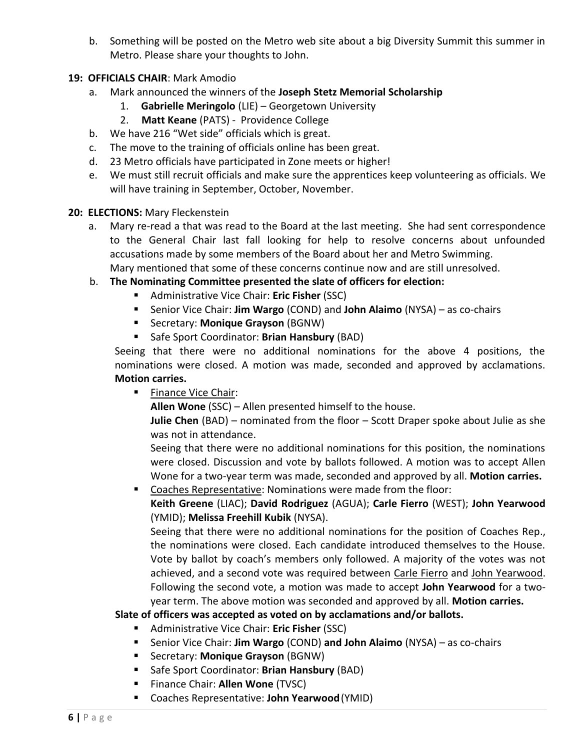b. Something will be posted on the Metro web site about a big Diversity Summit this summer in Metro. Please share your thoughts to John.

**19: OFFICIALS CHAIR**: Mark Amodio

a. Mark announced the winners of the **Joseph Stetz Memorial Scholarship**
   1. **Gabrielle Meringolo** (LIE) – Georgetown University
   2. **Matt Keane** (PATS) - Providence College
b. We have 216 "Wet side" officials which is great.
c. The move to the training of officials online has been great.
d. 23 Metro officials have participated in Zone meets or higher!
e. We must still recruit officials and make sure the apprentices keep volunteering as officials. We will have training in September, October, November.

**20: ELECTIONS:** Mary Fleckenstein

a. Mary re-read a that was read to the Board at the last meeting. She had sent correspondence to the General Chair last fall looking for help to resolve concerns about unfounded accusations made by some members of the Board about her and Metro Swimming.
   Mary mentioned that some of these concerns continue now and are still unresolved.
b. **The Nominating Committee presented the slate of officers for election:**
   - Administrative Vice Chair: **Eric Fisher** (SSC)
   - Senior Vice Chair: **Jim Wargo** (COND) and **John Alaimo** (NYSA) – as co-chairs
   - Secretary: **Monique Grayson** (BGNW)
   - Safe Sport Coordinator: **Brian Hansbury** (BAD)

   Seeing that there were no additional nominations for the above 4 positions, the nominations were closed. A motion was made, seconded and approved by acclamations. **Motion carries.**

   - Finance Vice Chair:
     **Allen Wone** (SSC) – Allen presented himself to the house.
     **Julie Chen** (BAD) – nominated from the floor – Scott Draper spoke about Julie as she was not in attendance.
     Seeing that there were no additional nominations for this position, the nominations were closed. Discussion and vote by ballots followed. A motion was to accept Allen Wone for a two-year term was made, seconded and approved by all. **Motion carries.**
   - Coaches Representative: Nominations were made from the floor:
     **Keith Greene** (LIAC); **David Rodriguez** (AGUA); **Carle Fierro** (WEST); **John Yearwood** (YMID); **Melissa Freehill Kubik** (NYSA).
     Seeing that there were no additional nominations for the position of Coaches Rep., the nominations were closed. Each candidate introduced themselves to the House. Vote by ballot by coach's members only followed. A majority of the votes was not achieved, and a second vote was required between Carle Fierro and John Yearwood. Following the second vote, a motion was made to accept **John Yearwood** for a two-year term. The above motion was seconded and approved by all. **Motion carries.**

   **Slate of officers was accepted as voted on by acclamations and/or ballots.**

   - Administrative Vice Chair: **Eric Fisher** (SSC)
   - Senior Vice Chair: **Jim Wargo** (COND) **and John Alaimo** (NYSA) – as co-chairs
   - Secretary: **Monique Grayson** (BGNW)
   - Safe Sport Coordinator: **Brian Hansbury** (BAD)
   - Finance Chair: **Allen Wone** (TVSC)
   - Coaches Representative: **John Yearwood** (YMID)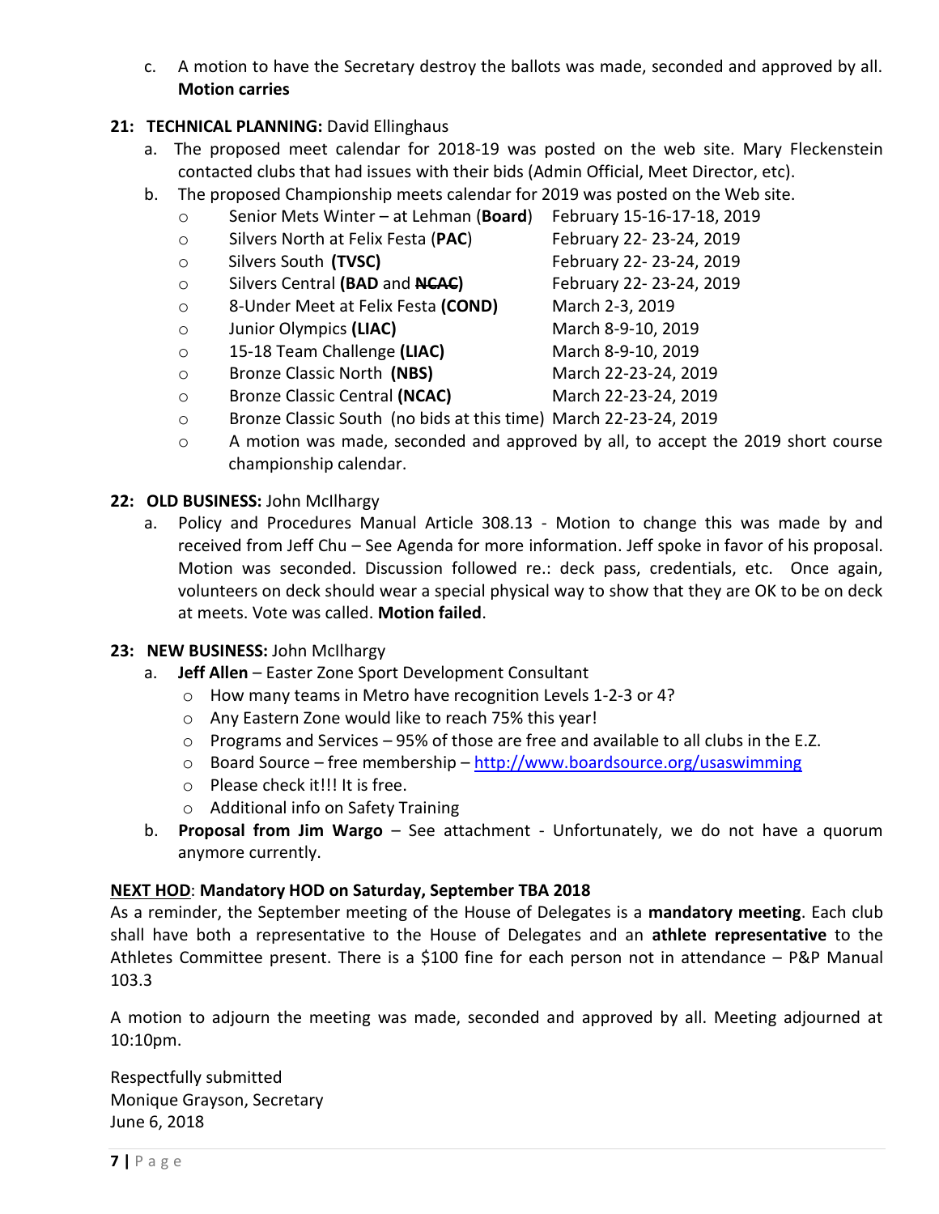c. A motion to have the Secretary destroy the ballots was made, seconded and approved by all. **Motion carries**

**21: TECHNICAL PLANNING:** David Ellinghaus

a. The proposed meet calendar for 2018-19 was posted on the web site. Mary Fleckenstein contacted clubs that had issues with their bids (Admin Official, Meet Director, etc).

b. The proposed Championship meets calendar for 2019 was posted on the Web site.

- Senior Mets Winter – at Lehman (**Board**) February 15-16-17-18, 2019
- Silvers North at Felix Festa (**PAC**) February 22- 23-24, 2019
- Silvers South **(TVSC)** February 22- 23-24, 2019
- Silvers Central **(BAD** and ~~**NCAC**~~**)** February 22- 23-24, 2019
- 8-Under Meet at Felix Festa **(COND)** March 2-3, 2019
- Junior Olympics **(LIAC)** March 8-9-10, 2019
- 15-18 Team Challenge **(LIAC)** March 8-9-10, 2019
- Bronze Classic North **(NBS)** March 22-23-24, 2019
- Bronze Classic Central **(NCAC)** March 22-23-24, 2019
- Bronze Classic South (no bids at this time) March 22-23-24, 2019
- A motion was made, seconded and approved by all, to accept the 2019 short course championship calendar.

**22: OLD BUSINESS:** John McIlhargy

a. Policy and Procedures Manual Article 308.13 - Motion to change this was made by and received from Jeff Chu – See Agenda for more information. Jeff spoke in favor of his proposal. Motion was seconded. Discussion followed re.: deck pass, credentials, etc. Once again, volunteers on deck should wear a special physical way to show that they are OK to be on deck at meets. Vote was called. **Motion failed**.

**23: NEW BUSINESS:** John McIlhargy

a. **Jeff Allen** – Easter Zone Sport Development Consultant
   - How many teams in Metro have recognition Levels 1-2-3 or 4?
   - Any Eastern Zone would like to reach 75% this year!
   - Programs and Services – 95% of those are free and available to all clubs in the E.Z.
   - Board Source – free membership – http://www.boardsource.org/usaswimming
   - Please check it!!! It is free.
   - Additional info on Safety Training

b. **Proposal from Jim Wargo** – See attachment - Unfortunately, we do not have a quorum anymore currently.

**<u>NEXT HOD</u>: Mandatory HOD on Saturday, September TBA 2018**

As a reminder, the September meeting of the House of Delegates is a **mandatory meeting**. Each club shall have both a representative to the House of Delegates and an **athlete representative** to the Athletes Committee present. There is a $100 fine for each person not in attendance – P&P Manual 103.3

A motion to adjourn the meeting was made, seconded and approved by all. Meeting adjourned at 10:10pm.

Respectfully submitted
Monique Grayson, Secretary
June 6, 2018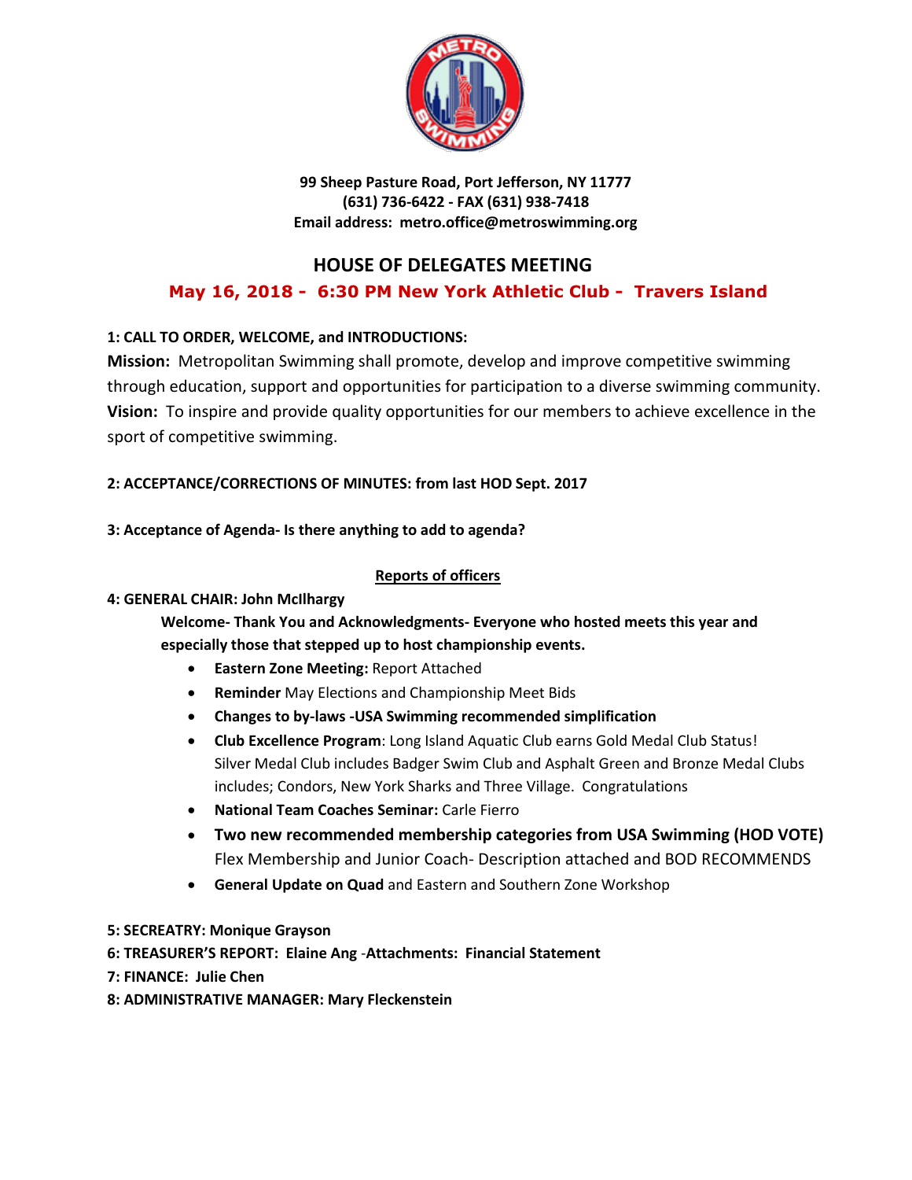99 Sheep Pasture Road, Port Jefferson, NY 11777
(631) 736-6422 - FAX (631) 938-7418
Email address: metro.office@metroswimming.org

# HOUSE OF DELEGATES MEETING

## May 16, 2018 - 6:30 PM New York Athletic Club - Travers Island

**1: CALL TO ORDER, WELCOME, and INTRODUCTIONS:**

**Mission:** Metropolitan Swimming shall promote, develop and improve competitive swimming through education, support and opportunities for participation to a diverse swimming community.

**Vision:** To inspire and provide quality opportunities for our members to achieve excellence in the sport of competitive swimming.

**2: ACCEPTANCE/CORRECTIONS OF MINUTES: from last HOD Sept. 2017**

**3: Acceptance of Agenda- Is there anything to add to agenda?**

**Reports of officers**

**4: GENERAL CHAIR: John McIlhargy**

**Welcome- Thank You and Acknowledgments- Everyone who hosted meets this year and especially those that stepped up to host championship events.**

- **Eastern Zone Meeting:** Report Attached
- **Reminder** May Elections and Championship Meet Bids
- **Changes to by-laws -USA Swimming recommended simplification**
- **Club Excellence Program**: Long Island Aquatic Club earns Gold Medal Club Status! Silver Medal Club includes Badger Swim Club and Asphalt Green and Bronze Medal Clubs includes; Condors, New York Sharks and Three Village. Congratulations
- **National Team Coaches Seminar:** Carle Fierro
- **Two new recommended membership categories from USA Swimming (HOD VOTE)** Flex Membership and Junior Coach- Description attached and BOD RECOMMENDS
- **General Update on Quad** and Eastern and Southern Zone Workshop

**5: SECREATRY: Monique Grayson**

**6: TREASURER'S REPORT: Elaine Ang -Attachments: Financial Statement**

**7: FINANCE: Julie Chen**

**8: ADMINISTRATIVE MANAGER: Mary Fleckenstein**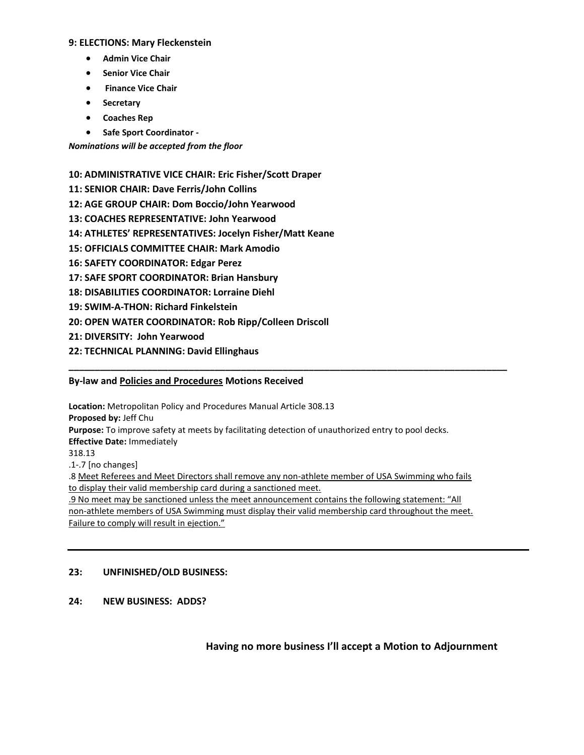**9: ELECTIONS: Mary Fleckenstein**

- **Admin Vice Chair**
- **Senior Vice Chair**
- **Finance Vice Chair**
- **Secretary**
- **Coaches Rep**
- **Safe Sport Coordinator -**

***Nominations will be accepted from the floor***

**10: ADMINISTRATIVE VICE CHAIR: Eric Fisher/Scott Draper**

**11: SENIOR CHAIR: Dave Ferris/John Collins**

**12: AGE GROUP CHAIR: Dom Boccio/John Yearwood**

**13: COACHES REPRESENTATIVE: John Yearwood**

**14: ATHLETES' REPRESENTATIVES: Jocelyn Fisher/Matt Keane**

**15: OFFICIALS COMMITTEE CHAIR: Mark Amodio**

**16: SAFETY COORDINATOR: Edgar Perez**

**17: SAFE SPORT COORDINATOR: Brian Hansbury**

**18: DISABILITIES COORDINATOR: Lorraine Diehl**

**19: SWIM-A-THON: Richard Finkelstein**

**20: OPEN WATER COORDINATOR: Rob Ripp/Colleen Driscoll**

**21: DIVERSITY: John Yearwood**

**22: TECHNICAL PLANNING: David Ellinghaus**

---

**By-law and <u>Policies and Procedures</u> Motions Received**

**Location:** Metropolitan Policy and Procedures Manual Article 308.13
**Proposed by:** Jeff Chu
**Purpose:** To improve safety at meets by facilitating detection of unauthorized entry to pool decks.
**Effective Date:** Immediately
318.13
.1-.7 [no changes]
.8 <u>Meet Referees and Meet Directors shall remove any non-athlete member of USA Swimming who fails to display their valid membership card during a sanctioned meet.</u>
<u>.9 No meet may be sanctioned unless the meet announcement contains the following statement: "All non-athlete members of USA Swimming must display their valid membership card throughout the meet. Failure to comply will result in ejection."</u>

---

**23: UNFINISHED/OLD BUSINESS:**

**24: NEW BUSINESS: ADDS?**

**Having no more business I'll accept a Motion to Adjournment**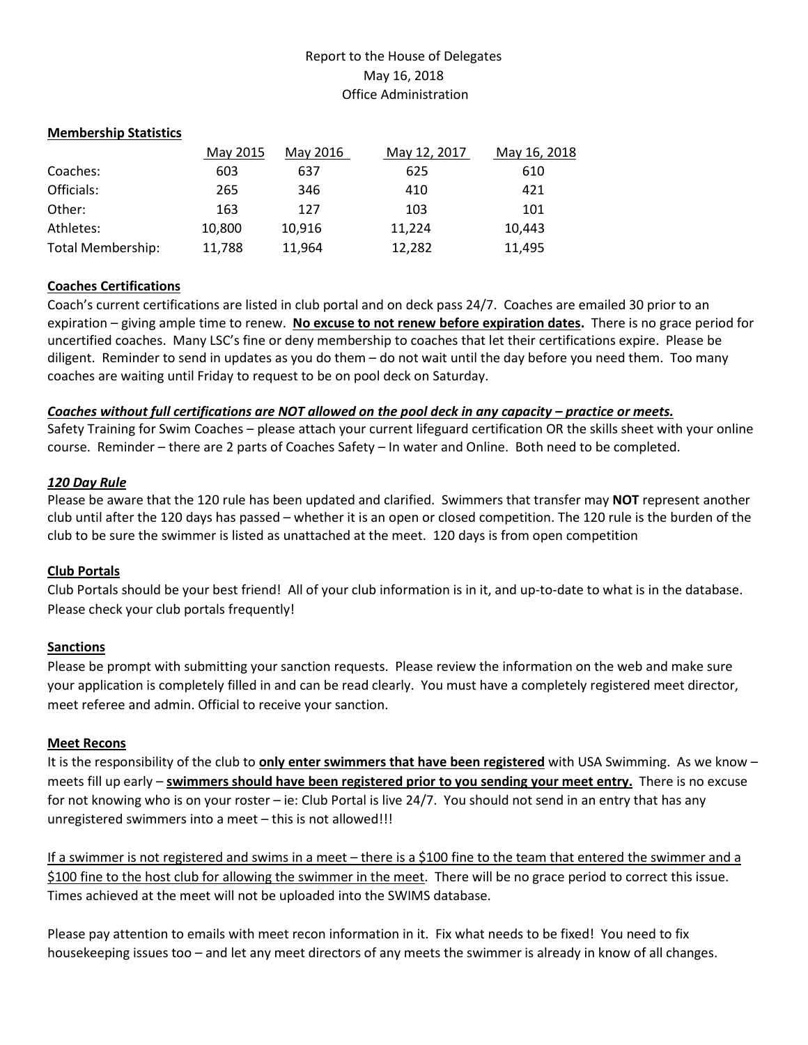Report to the House of Delegates
May 16, 2018
Office Administration

**Membership Statistics**

| | May 2015 | May 2016 | May 12, 2017 | May 16, 2018 |
|---|---|---|---|---|
| Coaches: | 603 | 637 | 625 | 610 |
| Officials: | 265 | 346 | 410 | 421 |
| Other: | 163 | 127 | 103 | 101 |
| Athletes: | 10,800 | 10,916 | 11,224 | 10,443 |
| Total Membership: | 11,788 | 11,964 | 12,282 | 11,495 |

**Coaches Certifications**

Coach's current certifications are listed in club portal and on deck pass 24/7. Coaches are emailed 30 prior to an expiration – giving ample time to renew. **No excuse to not renew before expiration dates.** There is no grace period for uncertified coaches. Many LSC's fine or deny membership to coaches that let their certifications expire. Please be diligent. Reminder to send in updates as you do them – do not wait until the day before you need them. Too many coaches are waiting until Friday to request to be on pool deck on Saturday.

***Coaches without full certifications are NOT allowed on the pool deck in any capacity – practice or meets.***

Safety Training for Swim Coaches – please attach your current lifeguard certification OR the skills sheet with your online course. Reminder – there are 2 parts of Coaches Safety – In water and Online. Both need to be completed.

***120 Day Rule***

Please be aware that the 120 rule has been updated and clarified. Swimmers that transfer may **NOT** represent another club until after the 120 days has passed – whether it is an open or closed competition. The 120 rule is the burden of the club to be sure the swimmer is listed as unattached at the meet. 120 days is from open competition

**Club Portals**

Club Portals should be your best friend! All of your club information is in it, and up-to-date to what is in the database. Please check your club portals frequently!

**Sanctions**

Please be prompt with submitting your sanction requests. Please review the information on the web and make sure your application is completely filled in and can be read clearly. You must have a completely registered meet director, meet referee and admin. Official to receive your sanction.

**Meet Recons**

It is the responsibility of the club to **only enter swimmers that have been registered** with USA Swimming. As we know – meets fill up early – **swimmers should have been registered prior to you sending your meet entry.** There is no excuse for not knowing who is on your roster – ie: Club Portal is live 24/7. You should not send in an entry that has any unregistered swimmers into a meet – this is not allowed!!!

If a swimmer is not registered and swims in a meet – there is a $100 fine to the team that entered the swimmer and a $100 fine to the host club for allowing the swimmer in the meet. There will be no grace period to correct this issue. Times achieved at the meet will not be uploaded into the SWIMS database.

Please pay attention to emails with meet recon information in it. Fix what needs to be fixed! You need to fix housekeeping issues too – and let any meet directors of any meets the swimmer is already in know of all changes.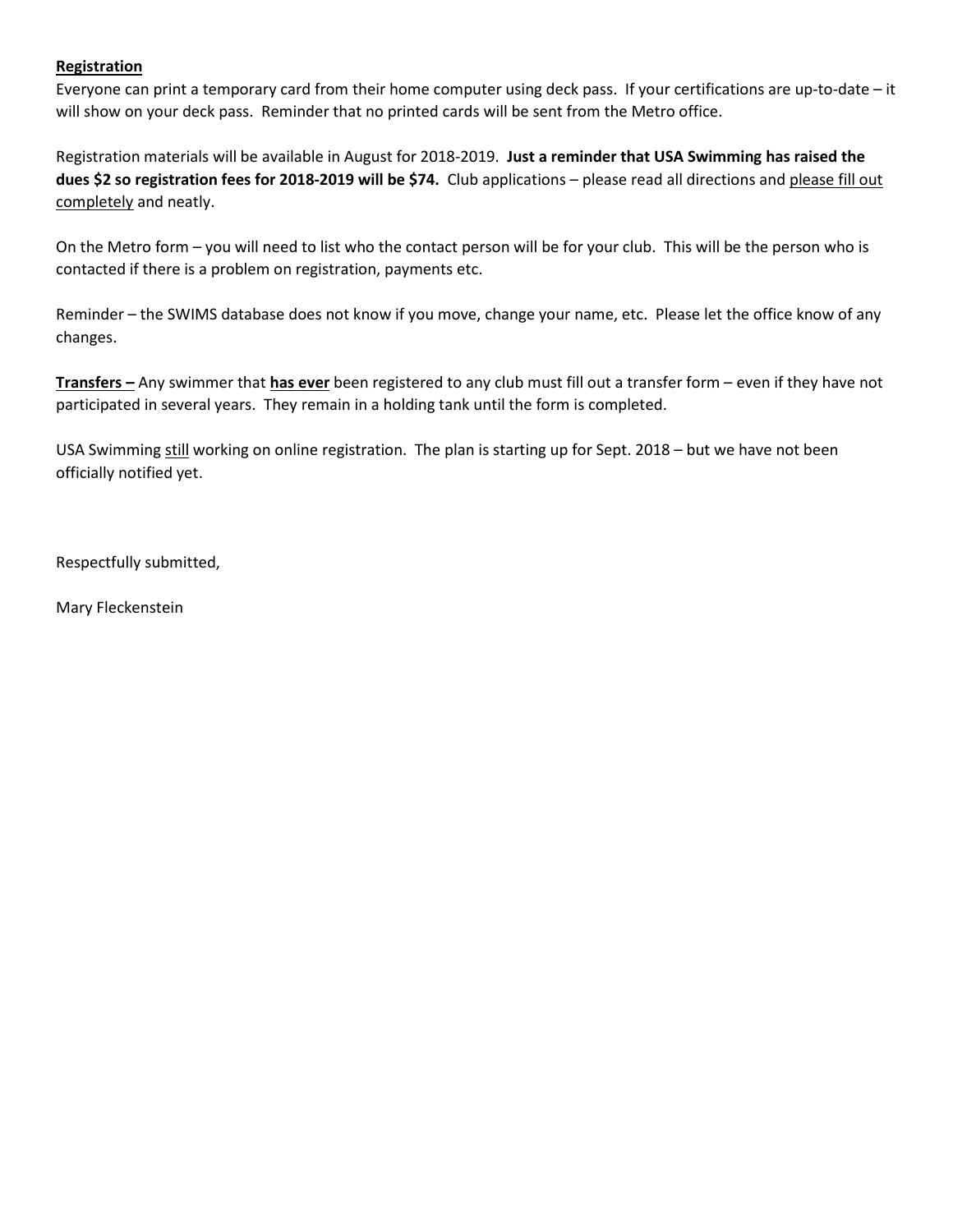**Registration**

Everyone can print a temporary card from their home computer using deck pass. If your certifications are up-to-date – it will show on your deck pass. Reminder that no printed cards will be sent from the Metro office.

Registration materials will be available in August for 2018-2019. **Just a reminder that USA Swimming has raised the dues $2 so registration fees for 2018-2019 will be $74.** Club applications – please read all directions and please fill out completely and neatly.

On the Metro form – you will need to list who the contact person will be for your club. This will be the person who is contacted if there is a problem on registration, payments etc.

Reminder – the SWIMS database does not know if you move, change your name, etc. Please let the office know of any changes.

**Transfers –** Any swimmer that **has ever** been registered to any club must fill out a transfer form – even if they have not participated in several years. They remain in a holding tank until the form is completed.

USA Swimming still working on online registration. The plan is starting up for Sept. 2018 – but we have not been officially notified yet.

Respectfully submitted,

Mary Fleckenstein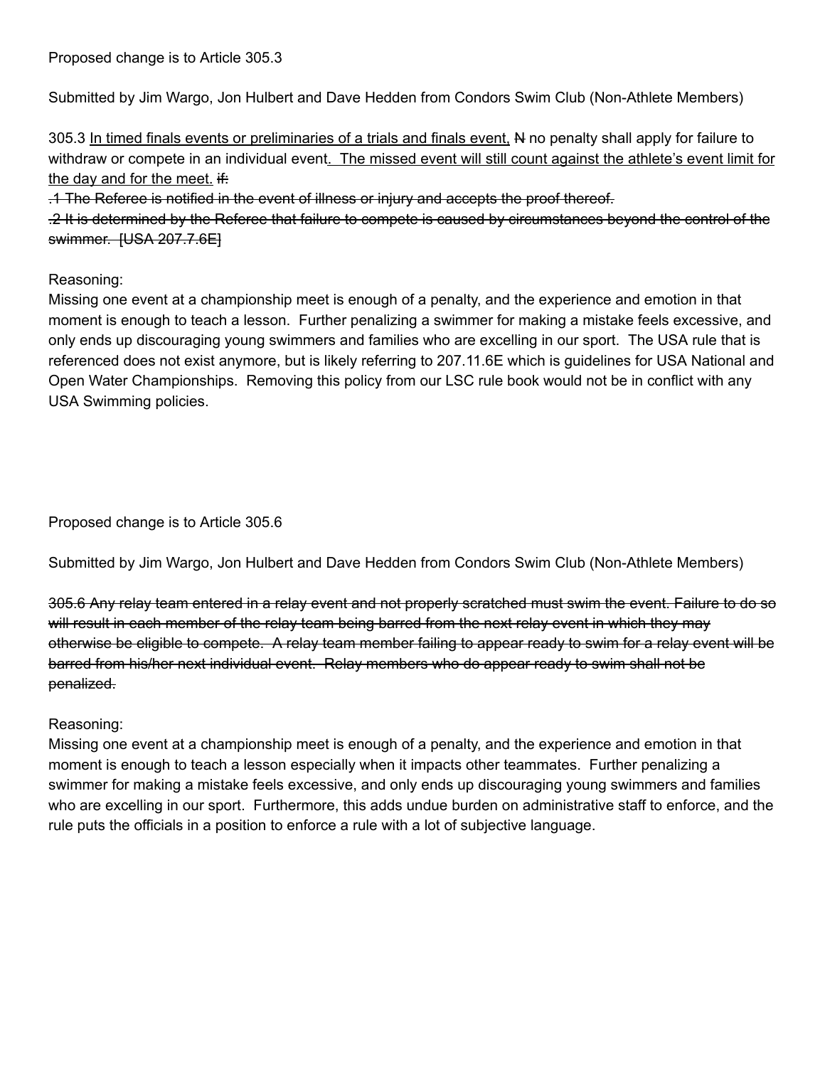Proposed change is to Article 305.3

Submitted by Jim Wargo, Jon Hulbert and Dave Hedden from Condors Swim Club (Non-Athlete Members)

305.3 <u>In timed finals events or preliminaries of a trials and finals event,</u> ~~N~~ no penalty shall apply for failure to withdraw or compete in an individual event<u>. The missed event will still count against the athlete's event limit for the day and for the meet.</u> ~~if:~~

~~.1 The Referee is notified in the event of illness or injury and accepts the proof thereof.~~

~~.2 It is determined by the Referee that failure to compete is caused by circumstances beyond the control of the swimmer. [USA 207.7.6E]~~

Reasoning:

Missing one event at a championship meet is enough of a penalty, and the experience and emotion in that moment is enough to teach a lesson. Further penalizing a swimmer for making a mistake feels excessive, and only ends up discouraging young swimmers and families who are excelling in our sport. The USA rule that is referenced does not exist anymore, but is likely referring to 207.11.6E which is guidelines for USA National and Open Water Championships. Removing this policy from our LSC rule book would not be in conflict with any USA Swimming policies.

Proposed change is to Article 305.6

Submitted by Jim Wargo, Jon Hulbert and Dave Hedden from Condors Swim Club (Non-Athlete Members)

~~305.6 Any relay team entered in a relay event and not properly scratched must swim the event. Failure to do so will result in each member of the relay team being barred from the next relay event in which they may otherwise be eligible to compete. A relay team member failing to appear ready to swim for a relay event will be barred from his/her next individual event. Relay members who do appear ready to swim shall not be penalized.~~

Reasoning:

Missing one event at a championship meet is enough of a penalty, and the experience and emotion in that moment is enough to teach a lesson especially when it impacts other teammates. Further penalizing a swimmer for making a mistake feels excessive, and only ends up discouraging young swimmers and families who are excelling in our sport. Furthermore, this adds undue burden on administrative staff to enforce, and the rule puts the officials in a position to enforce a rule with a lot of subjective language.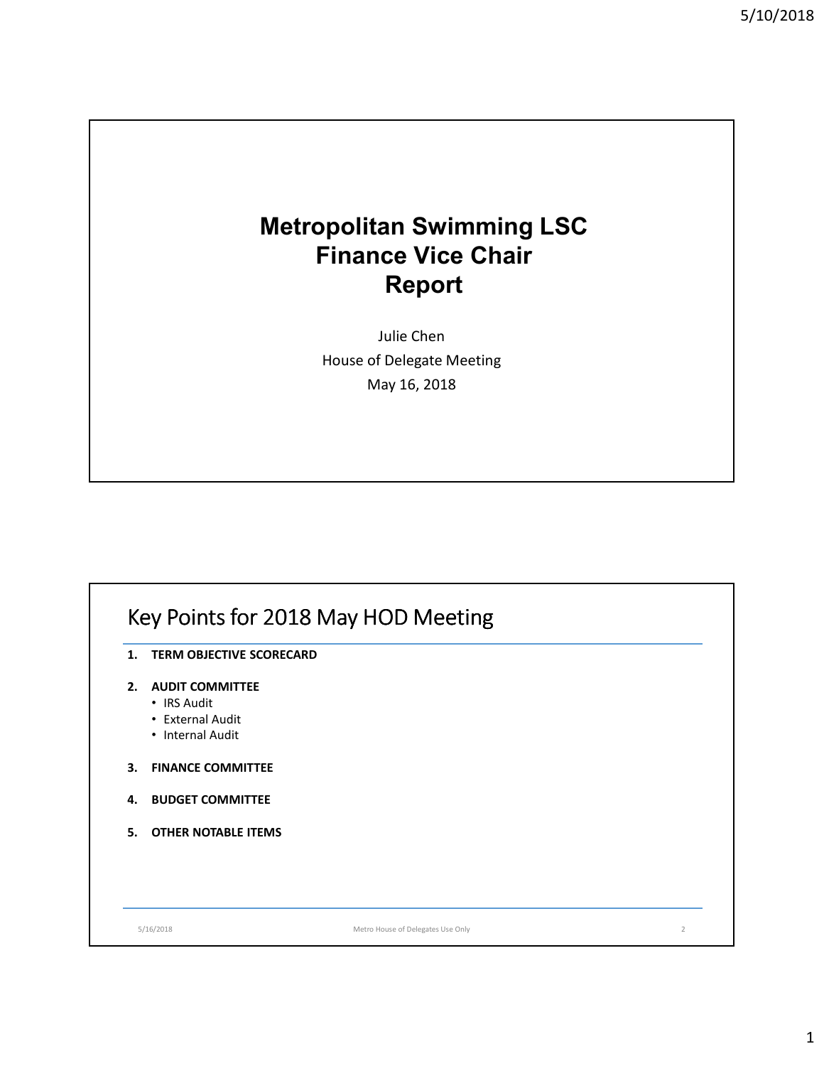# Metropolitan Swimming LSC Finance Vice Chair Report

Julie Chen

House of Delegate Meeting

May 16, 2018

## Key Points for 2018 May HOD Meeting

1. **TERM OBJECTIVE SCORECARD**
2. **AUDIT COMMITTEE**
   - IRS Audit
   - External Audit
   - Internal Audit
3. **FINANCE COMMITTEE**
4. **BUDGET COMMITTEE**
5. **OTHER NOTABLE ITEMS**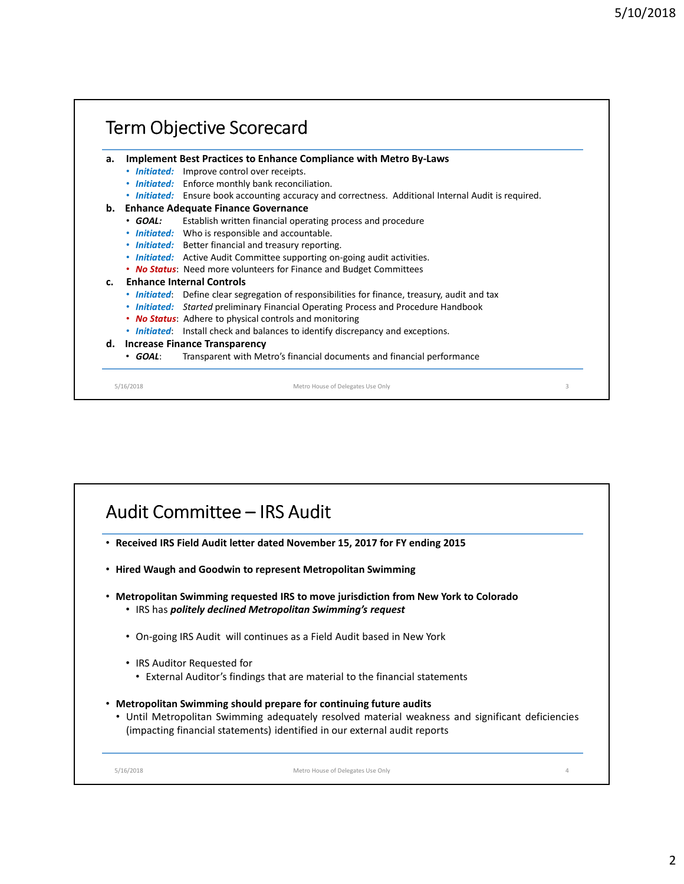## Term Objective Scorecard

**a. Implement Best Practices to Enhance Compliance with Metro By-Laws**

- ***Initiated:*** Improve control over receipts.
- ***Initiated:*** Enforce monthly bank reconciliation.
- ***Initiated:*** Ensure book accounting accuracy and correctness. Additional Internal Audit is required.

**b. Enhance Adequate Finance Governance**

- ***GOAL:*** Establish written financial operating process and procedure
- ***Initiated:*** Who is responsible and accountable.
- ***Initiated:*** Better financial and treasury reporting.
- ***Initiated:*** Active Audit Committee supporting on-going audit activities.
- ***No Status***: Need more volunteers for Finance and Budget Committees

**c. Enhance Internal Controls**

- ***Initiated***: Define clear segregation of responsibilities for finance, treasury, audit and tax
- ***Initiated:*** *Started* preliminary Financial Operating Process and Procedure Handbook
- ***No Status***: Adhere to physical controls and monitoring
- ***Initiated***: Install check and balances to identify discrepancy and exceptions.

**d. Increase Finance Transparency**

- ***GOAL***: Transparent with Metro's financial documents and financial performance

## Audit Committee – IRS Audit

- **Received IRS Field Audit letter dated November 15, 2017 for FY ending 2015**
- **Hired Waugh and Goodwin to represent Metropolitan Swimming**
- **Metropolitan Swimming requested IRS to move jurisdiction from New York to Colorado**
  - IRS has ***politely declined Metropolitan Swimming's request***
  - On-going IRS Audit will continues as a Field Audit based in New York
  - IRS Auditor Requested for
    - External Auditor's findings that are material to the financial statements
- **Metropolitan Swimming should prepare for continuing future audits**
  - Until Metropolitan Swimming adequately resolved material weakness and significant deficiencies (impacting financial statements) identified in our external audit reports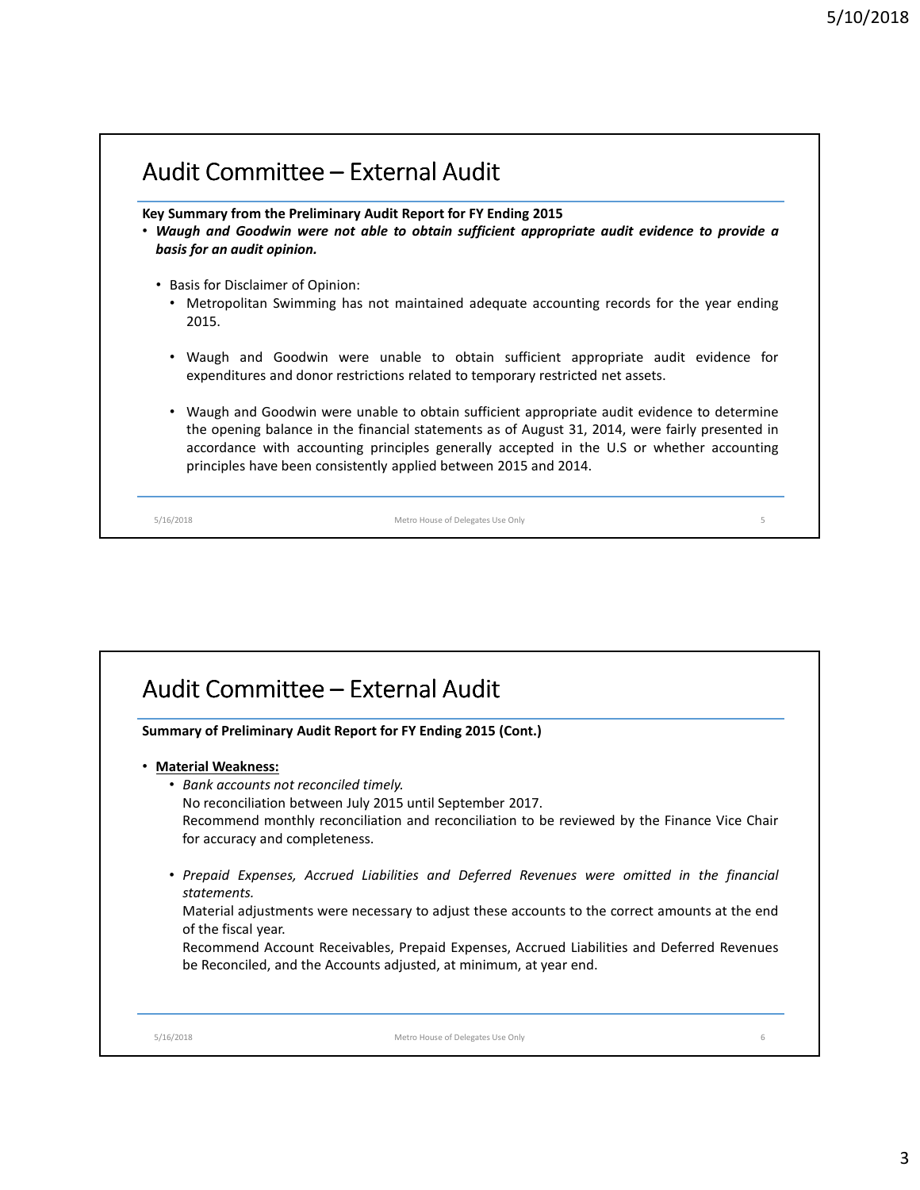## Audit Committee – External Audit

**Key Summary from the Preliminary Audit Report for FY Ending 2015**

- ***Waugh and Goodwin were not able to obtain sufficient appropriate audit evidence to provide a basis for an audit opinion.***
  - Basis for Disclaimer of Opinion:
    - Metropolitan Swimming has not maintained adequate accounting records for the year ending 2015.
    - Waugh and Goodwin were unable to obtain sufficient appropriate audit evidence for expenditures and donor restrictions related to temporary restricted net assets.
    - Waugh and Goodwin were unable to obtain sufficient appropriate audit evidence to determine the opening balance in the financial statements as of August 31, 2014, were fairly presented in accordance with accounting principles generally accepted in the U.S or whether accounting principles have been consistently applied between 2015 and 2014.

## Audit Committee – External Audit

**Summary of Preliminary Audit Report for FY Ending 2015 (Cont.)**

- **<u>Material Weakness:</u>**
  - *Bank accounts not reconciled timely.*
    No reconciliation between July 2015 until September 2017.
    Recommend monthly reconciliation and reconciliation to be reviewed by the Finance Vice Chair for accuracy and completeness.
  - *Prepaid Expenses, Accrued Liabilities and Deferred Revenues were omitted in the financial statements.*
    Material adjustments were necessary to adjust these accounts to the correct amounts at the end of the fiscal year.
    Recommend Account Receivables, Prepaid Expenses, Accrued Liabilities and Deferred Revenues be Reconciled, and the Accounts adjusted, at minimum, at year end.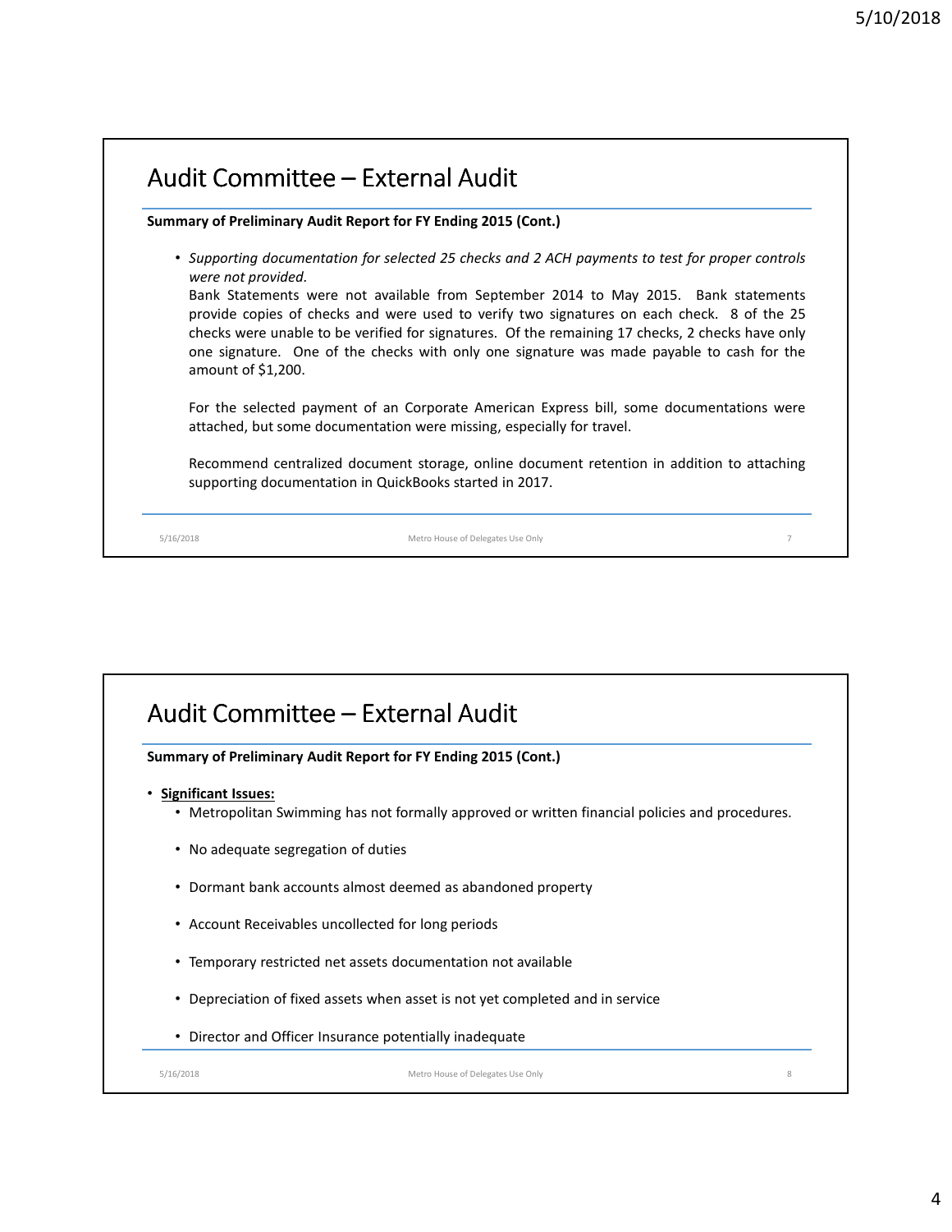## Audit Committee – External Audit

**Summary of Preliminary Audit Report for FY Ending 2015 (Cont.)**

- *Supporting documentation for selected 25 checks and 2 ACH payments to test for proper controls were not provided.*
  Bank Statements were not available from September 2014 to May 2015. Bank statements provide copies of checks and were used to verify two signatures on each check. 8 of the 25 checks were unable to be verified for signatures. Of the remaining 17 checks, 2 checks have only one signature. One of the checks with only one signature was made payable to cash for the amount of $1,200.

  For the selected payment of an Corporate American Express bill, some documentations were attached, but some documentation were missing, especially for travel.

  Recommend centralized document storage, online document retention in addition to attaching supporting documentation in QuickBooks started in 2017.

## Audit Committee – External Audit

**Summary of Preliminary Audit Report for FY Ending 2015 (Cont.)**

- **Significant Issues:**
  - Metropolitan Swimming has not formally approved or written financial policies and procedures.
  - No adequate segregation of duties
  - Dormant bank accounts almost deemed as abandoned property
  - Account Receivables uncollected for long periods
  - Temporary restricted net assets documentation not available
  - Depreciation of fixed assets when asset is not yet completed and in service
  - Director and Officer Insurance potentially inadequate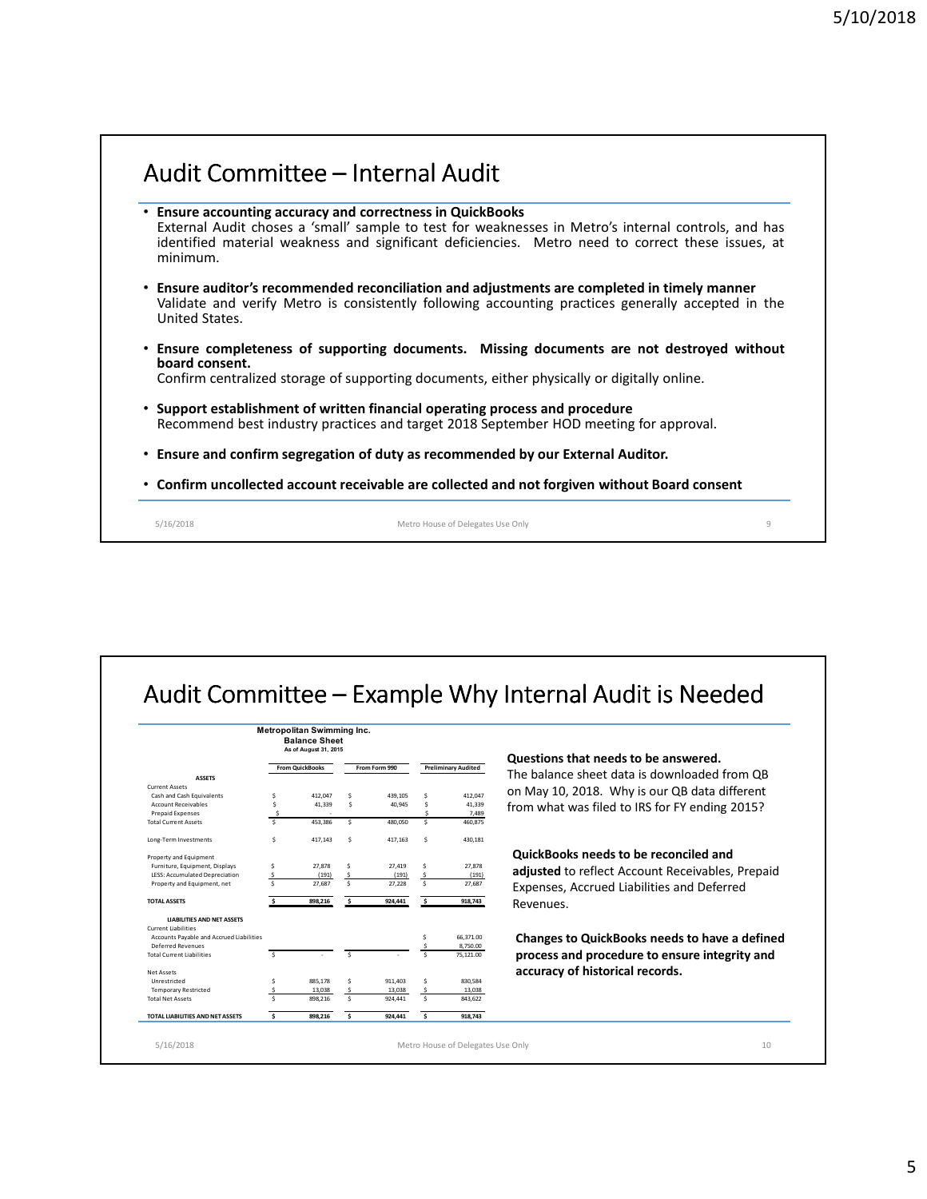## Audit Committee – Internal Audit

- **Ensure accounting accuracy and correctness in QuickBooks**
  External Audit choses a 'small' sample to test for weaknesses in Metro's internal controls, and has identified material weakness and significant deficiencies. Metro need to correct these issues, at minimum.
- **Ensure auditor's recommended reconciliation and adjustments are completed in timely manner**
  Validate and verify Metro is consistently following accounting practices generally accepted in the United States.
- **Ensure completeness of supporting documents. Missing documents are not destroyed without board consent.**
  Confirm centralized storage of supporting documents, either physically or digitally online.
- **Support establishment of written financial operating process and procedure**
  Recommend best industry practices and target 2018 September HOD meeting for approval.
- **Ensure and confirm segregation of duty as recommended by our External Auditor.**
- **Confirm uncollected account receivable are collected and not forgiven without Board consent**

## Audit Committee – Example Why Internal Audit is Needed

**Metropolitan Swimming Inc.**
**Balance Sheet**
**As of August 31, 2015**

| | From QuickBooks | From Form 990 | Preliminary Audited |
|---|---|---|---|
| **ASSETS** | | | |
| Current Assets | | | |
| Cash and Cash Equivalents | $ 412,047 | $ 439,105 | $ 412,047 |
| Account Receivables | $ 41,339 | $ 40,945 | $ 41,339 |
| Prepaid Expenses | $ - | | $ 7,489 |
| Total Current Assets | $ 453,386 | $ 480,050 | $ 460,875 |
| Long-Term Investments | $ 417,143 | $ 417,163 | $ 430,181 |
| Property and Equipment | | | |
| Furniture, Equipment, Displays | $ 27,878 | $ 27,419 | $ 27,878 |
| LESS: Accumulated Depreciation | $ (191) | $ (191) | $ (191) |
| Property and Equipment, net | $ 27,687 | $ 27,228 | $ 27,687 |
| **TOTAL ASSETS** | **$ 898,216** | **$ 924,441** | **$ 918,743** |
| **LIABILITIES AND NET ASSETS** | | | |
| Current Liabilities | | | |
| Accounts Payable and Accrued Liabilities | | | $ 66,371.00 |
| Deferred Revenues | | | $ 8,750.00 |
| Total Current Liabilities | $ - | $ - | $ 75,121.00 |
| Net Assets | | | |
| Unrestricted | $ 885,178 | $ 911,403 | $ 830,584 |
| Temporary Restricted | $ 13,038 | $ 13,038 | $ 13,038 |
| Total Net Assets | $ 898,216 | $ 924,441 | $ 843,622 |
| **TOTAL LIABILITIES AND NET ASSETS** | **$ 898,216** | **$ 924,441** | **$ 918,743** |

**Questions that needs to be answered.**
The balance sheet data is downloaded from QB on May 10, 2018. Why is our QB data different from what was filed to IRS for FY ending 2015?

**QuickBooks needs to be reconciled and adjusted** to reflect Account Receivables, Prepaid Expenses, Accrued Liabilities and Deferred Revenues.

**Changes to QuickBooks needs to have a defined process and procedure to ensure integrity and accuracy of historical records.**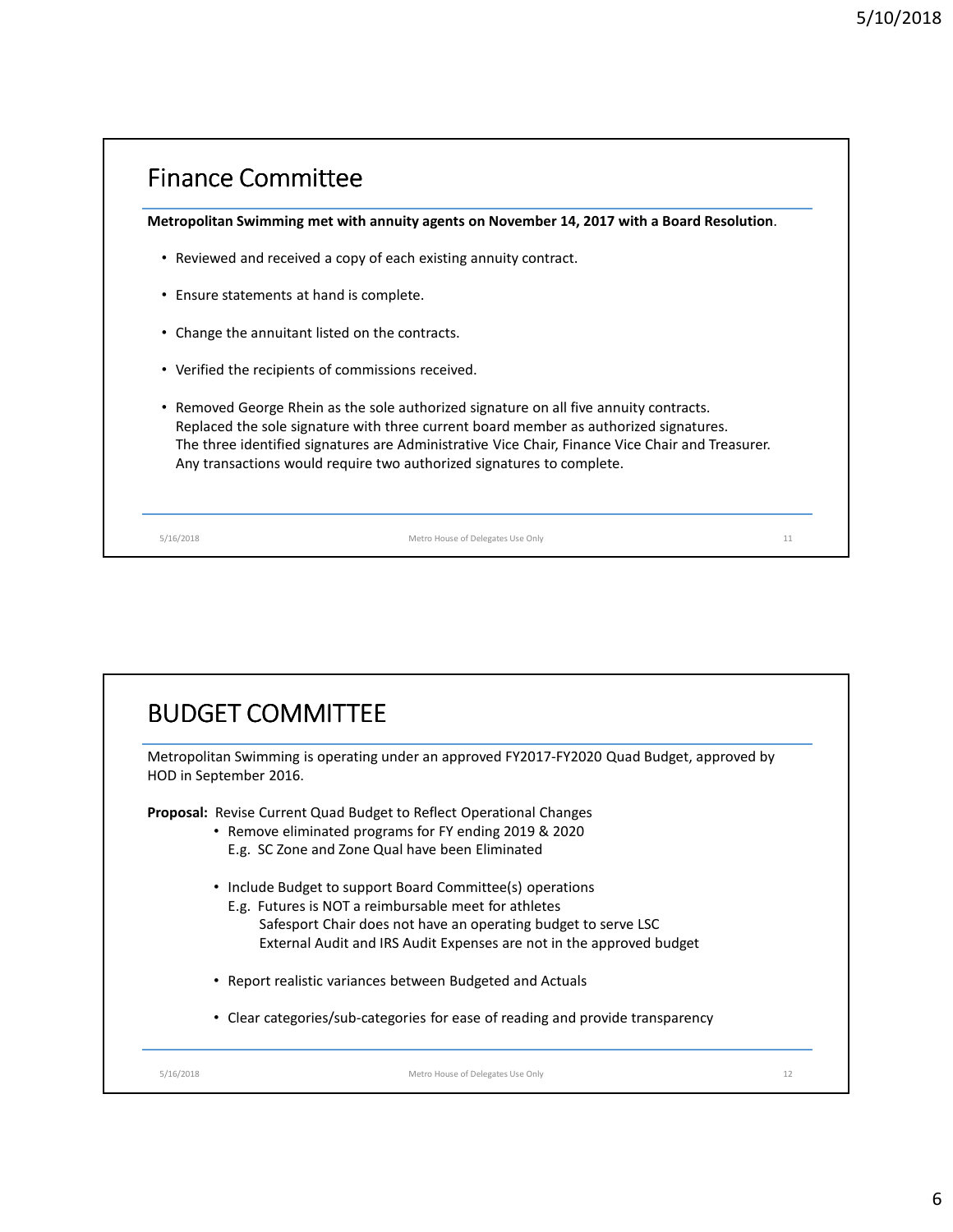## Finance Committee

**Metropolitan Swimming met with annuity agents on November 14, 2017 with a Board Resolution**.

- Reviewed and received a copy of each existing annuity contract.
- Ensure statements at hand is complete.
- Change the annuitant listed on the contracts.
- Verified the recipients of commissions received.
- Removed George Rhein as the sole authorized signature on all five annuity contracts. Replaced the sole signature with three current board member as authorized signatures. The three identified signatures are Administrative Vice Chair, Finance Vice Chair and Treasurer. Any transactions would require two authorized signatures to complete.

## BUDGET COMMITTEE

Metropolitan Swimming is operating under an approved FY2017-FY2020 Quad Budget, approved by HOD in September 2016.

**Proposal:** Revise Current Quad Budget to Reflect Operational Changes

- Remove eliminated programs for FY ending 2019 & 2020
  E.g. SC Zone and Zone Qual have been Eliminated
- Include Budget to support Board Committee(s) operations
  E.g. Futures is NOT a reimbursable meet for athletes
  Safesport Chair does not have an operating budget to serve LSC
  External Audit and IRS Audit Expenses are not in the approved budget
- Report realistic variances between Budgeted and Actuals
- Clear categories/sub-categories for ease of reading and provide transparency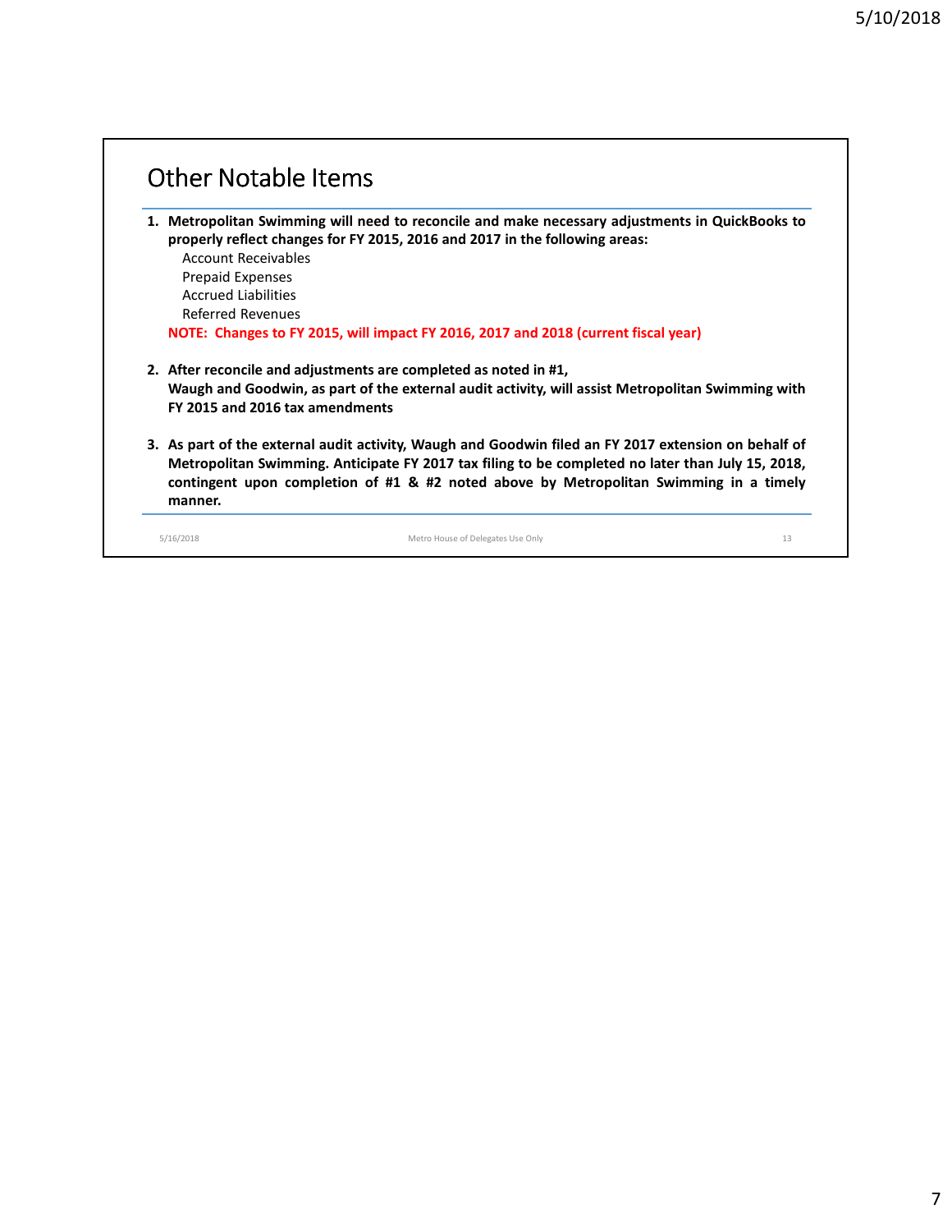# Other Notable Items

1. **Metropolitan Swimming will need to reconcile and make necessary adjustments in QuickBooks to properly reflect changes for FY 2015, 2016 and 2017 in the following areas:**
   - Account Receivables
   - Prepaid Expenses
   - Accrued Liabilities
   - Referred Revenues

   **NOTE: Changes to FY 2015, will impact FY 2016, 2017 and 2018 (current fiscal year)**

2. **After reconcile and adjustments are completed as noted in #1, Waugh and Goodwin, as part of the external audit activity, will assist Metropolitan Swimming with FY 2015 and 2016 tax amendments**

3. **As part of the external audit activity, Waugh and Goodwin filed an FY 2017 extension on behalf of Metropolitan Swimming. Anticipate FY 2017 tax filing to be completed no later than July 15, 2018, contingent upon completion of #1 & #2 noted above by Metropolitan Swimming in a timely manner.**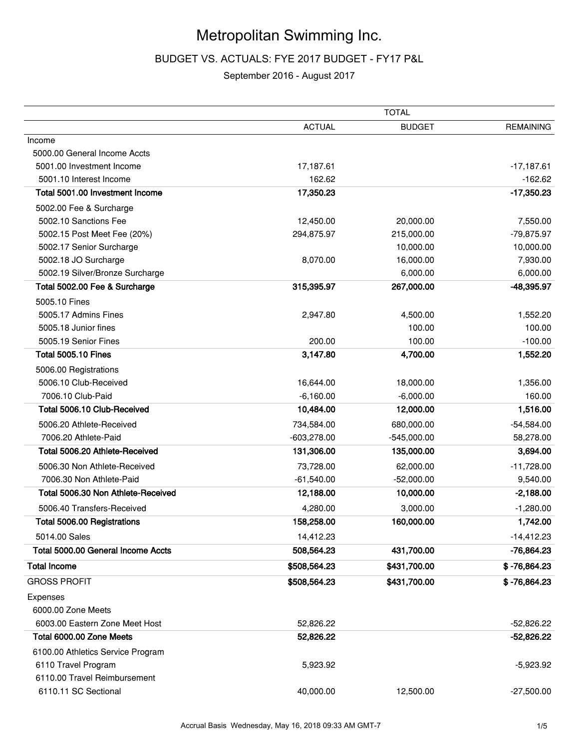# Metropolitan Swimming Inc.

## BUDGET VS. ACTUALS: FYE 2017 BUDGET - FY17 P&L

September 2016 - August 2017

| | TOTAL | | |
|---|---|---|---|
| | ACTUAL | BUDGET | REMAINING |
| Income | | | |
| 5000.00 General Income Accts | | | |
| 5001.00 Investment Income | 17,187.61 | | -17,187.61 |
| 5001.10 Interest Income | 162.62 | | -162.62 |
| **Total 5001.00 Investment Income** | **17,350.23** | | **-17,350.23** |
| 5002.00 Fee & Surcharge | | | |
| 5002.10 Sanctions Fee | 12,450.00 | 20,000.00 | 7,550.00 |
| 5002.15 Post Meet Fee (20%) | 294,875.97 | 215,000.00 | -79,875.97 |
| 5002.17 Senior Surcharge | | 10,000.00 | 10,000.00 |
| 5002.18 JO Surcharge | 8,070.00 | 16,000.00 | 7,930.00 |
| 5002.19 Silver/Bronze Surcharge | | 6,000.00 | 6,000.00 |
| **Total 5002.00 Fee & Surcharge** | **315,395.97** | **267,000.00** | **-48,395.97** |
| 5005.10 Fines | | | |
| 5005.17 Admins Fines | 2,947.80 | 4,500.00 | 1,552.20 |
| 5005.18 Junior fines | | 100.00 | 100.00 |
| 5005.19 Senior Fines | 200.00 | 100.00 | -100.00 |
| **Total 5005.10 Fines** | **3,147.80** | **4,700.00** | **1,552.20** |
| 5006.00 Registrations | | | |
| 5006.10 Club-Received | 16,644.00 | 18,000.00 | 1,356.00 |
| 7006.10 Club-Paid | -6,160.00 | -6,000.00 | 160.00 |
| **Total 5006.10 Club-Received** | **10,484.00** | **12,000.00** | **1,516.00** |
| 5006.20 Athlete-Received | 734,584.00 | 680,000.00 | -54,584.00 |
| 7006.20 Athlete-Paid | -603,278.00 | -545,000.00 | 58,278.00 |
| **Total 5006.20 Athlete-Received** | **131,306.00** | **135,000.00** | **3,694.00** |
| 5006.30 Non Athlete-Received | 73,728.00 | 62,000.00 | -11,728.00 |
| 7006.30 Non Athlete-Paid | -61,540.00 | -52,000.00 | 9,540.00 |
| **Total 5006.30 Non Athlete-Received** | **12,188.00** | **10,000.00** | **-2,188.00** |
| 5006.40 Transfers-Received | 4,280.00 | 3,000.00 | -1,280.00 |
| **Total 5006.00 Registrations** | **158,258.00** | **160,000.00** | **1,742.00** |
| 5014.00 Sales | 14,412.23 | | -14,412.23 |
| **Total 5000.00 General Income Accts** | **508,564.23** | **431,700.00** | **-76,864.23** |
| **Total Income** | **$508,564.23** | **$431,700.00** | **$ -76,864.23** |
| GROSS PROFIT | **$508,564.23** | **$431,700.00** | **$ -76,864.23** |
| Expenses | | | |
| 6000.00 Zone Meets | | | |
| 6003.00 Eastern Zone Meet Host | 52,826.22 | | -52,826.22 |
| **Total 6000.00 Zone Meets** | **52,826.22** | | **-52,826.22** |
| 6100.00 Athletics Service Program | | | |
| 6110 Travel Program | 5,923.92 | | -5,923.92 |
| 6110.00 Travel Reimbursement | | | |
| 6110.11 SC Sectional | 40,000.00 | 12,500.00 | -27,500.00 |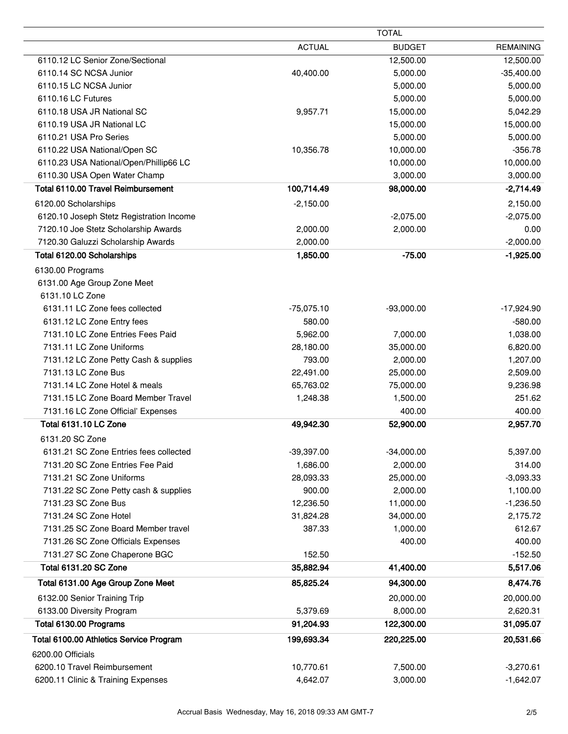| | TOTAL | | |
|---|---|---|---|
| | ACTUAL | BUDGET | REMAINING |
| 6110.12 LC Senior Zone/Sectional | | 12,500.00 | 12,500.00 |
| 6110.14 SC NCSA Junior | 40,400.00 | 5,000.00 | -35,400.00 |
| 6110.15 LC NCSA Junior | | 5,000.00 | 5,000.00 |
| 6110.16 LC Futures | | 5,000.00 | 5,000.00 |
| 6110.18 USA JR National SC | 9,957.71 | 15,000.00 | 5,042.29 |
| 6110.19 USA JR National LC | | 15,000.00 | 15,000.00 |
| 6110.21 USA Pro Series | | 5,000.00 | 5,000.00 |
| 6110.22 USA National/Open SC | 10,356.78 | 10,000.00 | -356.78 |
| 6110.23 USA National/Open/Phillip66 LC | | 10,000.00 | 10,000.00 |
| 6110.30 USA Open Water Champ | | 3,000.00 | 3,000.00 |
| **Total 6110.00 Travel Reimbursement** | **100,714.49** | **98,000.00** | **-2,714.49** |
| 6120.00 Scholarships | -2,150.00 | | 2,150.00 |
| 6120.10 Joseph Stetz Registration Income | | -2,075.00 | -2,075.00 |
| 7120.10 Joe Stetz Scholarship Awards | 2,000.00 | 2,000.00 | 0.00 |
| 7120.30 Galuzzi Scholarship Awards | 2,000.00 | | -2,000.00 |
| **Total 6120.00 Scholarships** | **1,850.00** | **-75.00** | **-1,925.00** |
| 6130.00 Programs | | | |
| 6131.00 Age Group Zone Meet | | | |
| 6131.10 LC Zone | | | |
| 6131.11 LC Zone fees collected | -75,075.10 | -93,000.00 | -17,924.90 |
| 6131.12 LC Zone Entry fees | 580.00 | | -580.00 |
| 7131.10 LC Zone Entries Fees Paid | 5,962.00 | 7,000.00 | 1,038.00 |
| 7131.11 LC Zone Uniforms | 28,180.00 | 35,000.00 | 6,820.00 |
| 7131.12 LC Zone Petty Cash & supplies | 793.00 | 2,000.00 | 1,207.00 |
| 7131.13 LC Zone Bus | 22,491.00 | 25,000.00 | 2,509.00 |
| 7131.14 LC Zone Hotel & meals | 65,763.02 | 75,000.00 | 9,236.98 |
| 7131.15 LC Zone Board Member Travel | 1,248.38 | 1,500.00 | 251.62 |
| 7131.16 LC Zone Official' Expenses | | 400.00 | 400.00 |
| **Total 6131.10 LC Zone** | **49,942.30** | **52,900.00** | **2,957.70** |
| 6131.20 SC Zone | | | |
| 6131.21 SC Zone Entries fees collected | -39,397.00 | -34,000.00 | 5,397.00 |
| 7131.20 SC Zone Entries Fee Paid | 1,686.00 | 2,000.00 | 314.00 |
| 7131.21 SC Zone Uniforms | 28,093.33 | 25,000.00 | -3,093.33 |
| 7131.22 SC Zone Petty cash & supplies | 900.00 | 2,000.00 | 1,100.00 |
| 7131.23 SC Zone Bus | 12,236.50 | 11,000.00 | -1,236.50 |
| 7131.24 SC Zone Hotel | 31,824.28 | 34,000.00 | 2,175.72 |
| 7131.25 SC Zone Board Member travel | 387.33 | 1,000.00 | 612.67 |
| 7131.26 SC Zone Officials Expenses | | 400.00 | 400.00 |
| 7131.27 SC Zone Chaperone BGC | 152.50 | | -152.50 |
| **Total 6131.20 SC Zone** | **35,882.94** | **41,400.00** | **5,517.06** |
| **Total 6131.00 Age Group Zone Meet** | **85,825.24** | **94,300.00** | **8,474.76** |
| 6132.00 Senior Training Trip | | 20,000.00 | 20,000.00 |
| 6133.00 Diversity Program | 5,379.69 | 8,000.00 | 2,620.31 |
| **Total 6130.00 Programs** | **91,204.93** | **122,300.00** | **31,095.07** |
| **Total 6100.00 Athletics Service Program** | **199,693.34** | **220,225.00** | **20,531.66** |
| 6200.00 Officials | | | |
| 6200.10 Travel Reimbursement | 10,770.61 | 7,500.00 | -3,270.61 |
| 6200.11 Clinic & Training Expenses | 4,642.07 | 3,000.00 | -1,642.07 |

Accrual Basis Wednesday, May 16, 2018 09:33 AM GMT-7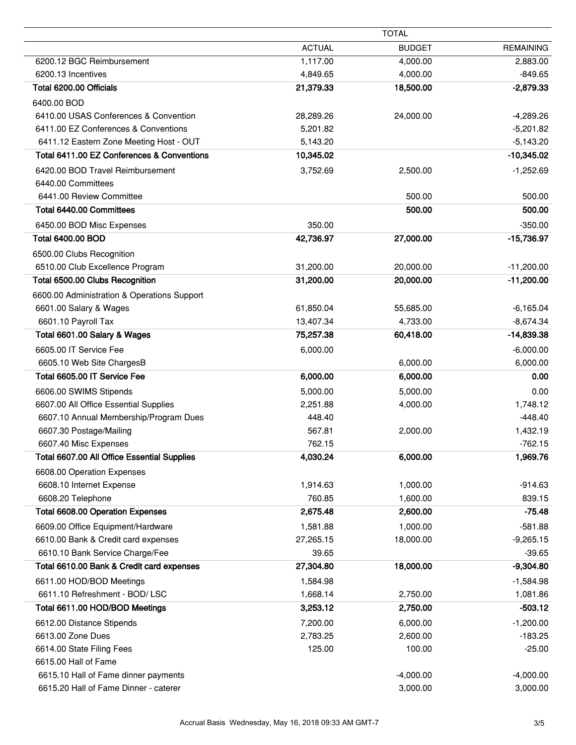| | TOTAL | | |
|---|---|---|---|
| | ACTUAL | BUDGET | REMAINING |
| 6200.12 BGC Reimbursement | 1,117.00 | 4,000.00 | 2,883.00 |
| 6200.13 Incentives | 4,849.65 | 4,000.00 | -849.65 |
| **Total 6200.00 Officials** | **21,379.33** | **18,500.00** | **-2,879.33** |
| 6400.00 BOD | | | |
| 6410.00 USAS Conferences & Convention | 28,289.26 | 24,000.00 | -4,289.26 |
| 6411.00 EZ Conferences & Conventions | 5,201.82 | | -5,201.82 |
| 6411.12 Eastern Zone Meeting Host - OUT | 5,143.20 | | -5,143.20 |
| **Total 6411.00 EZ Conferences & Conventions** | **10,345.02** | | **-10,345.02** |
| 6420.00 BOD Travel Reimbursement | 3,752.69 | 2,500.00 | -1,252.69 |
| 6440.00 Committees | | | |
| 6441.00 Review Committee | | 500.00 | 500.00 |
| **Total 6440.00 Committees** | | **500.00** | **500.00** |
| 6450.00 BOD Misc Expenses | 350.00 | | -350.00 |
| **Total 6400.00 BOD** | **42,736.97** | **27,000.00** | **-15,736.97** |
| 6500.00 Clubs Recognition | | | |
| 6510.00 Club Excellence Program | 31,200.00 | 20,000.00 | -11,200.00 |
| **Total 6500.00 Clubs Recognition** | **31,200.00** | **20,000.00** | **-11,200.00** |
| 6600.00 Administration & Operations Support | | | |
| 6601.00 Salary & Wages | 61,850.04 | 55,685.00 | -6,165.04 |
| 6601.10 Payroll Tax | 13,407.34 | 4,733.00 | -8,674.34 |
| **Total 6601.00 Salary & Wages** | **75,257.38** | **60,418.00** | **-14,839.38** |
| 6605.00 IT Service Fee | 6,000.00 | | -6,000.00 |
| 6605.10 Web Site ChargesB | | 6,000.00 | 6,000.00 |
| **Total 6605.00 IT Service Fee** | **6,000.00** | **6,000.00** | **0.00** |
| 6606.00 SWIMS Stipends | 5,000.00 | 5,000.00 | 0.00 |
| 6607.00 All Office Essential Supplies | 2,251.88 | 4,000.00 | 1,748.12 |
| 6607.10 Annual Membership/Program Dues | 448.40 | | -448.40 |
| 6607.30 Postage/Mailing | 567.81 | 2,000.00 | 1,432.19 |
| 6607.40 Misc Expenses | 762.15 | | -762.15 |
| **Total 6607.00 All Office Essential Supplies** | **4,030.24** | **6,000.00** | **1,969.76** |
| 6608.00 Operation Expenses | | | |
| 6608.10 Internet Expense | 1,914.63 | 1,000.00 | -914.63 |
| 6608.20 Telephone | 760.85 | 1,600.00 | 839.15 |
| **Total 6608.00 Operation Expenses** | **2,675.48** | **2,600.00** | **-75.48** |
| 6609.00 Office Equipment/Hardware | 1,581.88 | 1,000.00 | -581.88 |
| 6610.00 Bank & Credit card expenses | 27,265.15 | 18,000.00 | -9,265.15 |
| 6610.10 Bank Service Charge/Fee | 39.65 | | -39.65 |
| **Total 6610.00 Bank & Credit card expenses** | **27,304.80** | **18,000.00** | **-9,304.80** |
| 6611.00 HOD/BOD Meetings | 1,584.98 | | -1,584.98 |
| 6611.10 Refreshment - BOD/ LSC | 1,668.14 | 2,750.00 | 1,081.86 |
| **Total 6611.00 HOD/BOD Meetings** | **3,253.12** | **2,750.00** | **-503.12** |
| 6612.00 Distance Stipends | 7,200.00 | 6,000.00 | -1,200.00 |
| 6613.00 Zone Dues | 2,783.25 | 2,600.00 | -183.25 |
| 6614.00 State Filing Fees | 125.00 | 100.00 | -25.00 |
| 6615.00 Hall of Fame | | | |
| 6615.10 Hall of Fame dinner payments | | -4,000.00 | -4,000.00 |
| 6615.20 Hall of Fame Dinner - caterer | | 3,000.00 | 3,000.00 |

Accrual Basis Wednesday, May 16, 2018 09:33 AM GMT-7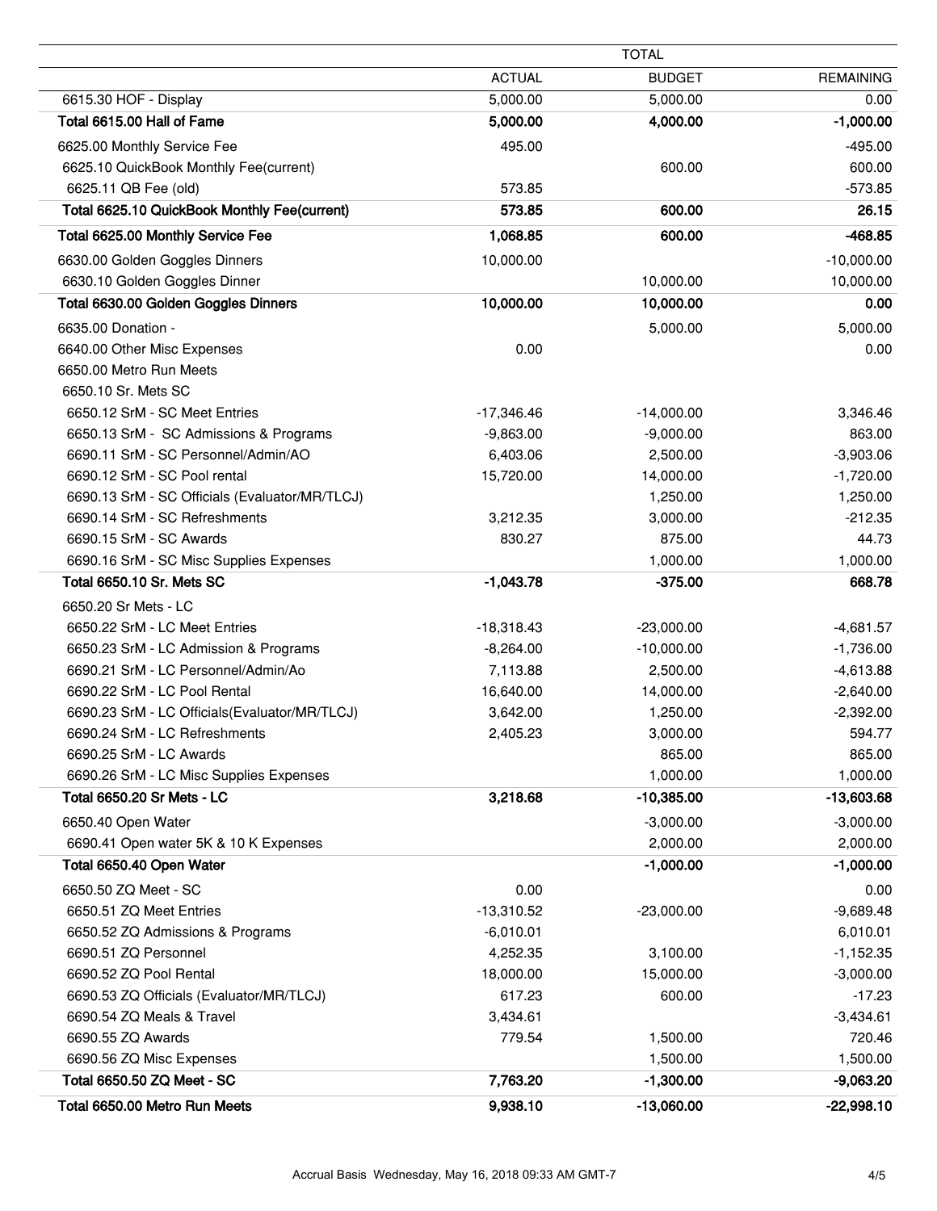| | TOTAL | | |
|---|---|---|---|
| | ACTUAL | BUDGET | REMAINING |
| 6615.30 HOF - Display | 5,000.00 | 5,000.00 | 0.00 |
| **Total 6615.00 Hall of Fame** | **5,000.00** | **4,000.00** | **-1,000.00** |
| 6625.00 Monthly Service Fee | 495.00 | | -495.00 |
| 6625.10 QuickBook Monthly Fee(current) | | 600.00 | 600.00 |
| 6625.11 QB Fee (old) | 573.85 | | -573.85 |
| **Total 6625.10 QuickBook Monthly Fee(current)** | **573.85** | **600.00** | **26.15** |
| **Total 6625.00 Monthly Service Fee** | **1,068.85** | **600.00** | **-468.85** |
| 6630.00 Golden Goggles Dinners | 10,000.00 | | -10,000.00 |
| 6630.10 Golden Goggles Dinner | | 10,000.00 | 10,000.00 |
| **Total 6630.00 Golden Goggles Dinners** | **10,000.00** | **10,000.00** | **0.00** |
| 6635.00 Donation - | | 5,000.00 | 5,000.00 |
| 6640.00 Other Misc Expenses | 0.00 | | 0.00 |
| 6650.00 Metro Run Meets | | | |
| 6650.10 Sr. Mets SC | | | |
| 6650.12 SrM - SC Meet Entries | -17,346.46 | -14,000.00 | 3,346.46 |
| 6650.13 SrM - SC Admissions & Programs | -9,863.00 | -9,000.00 | 863.00 |
| 6690.11 SrM - SC Personnel/Admin/AO | 6,403.06 | 2,500.00 | -3,903.06 |
| 6690.12 SrM - SC Pool rental | 15,720.00 | 14,000.00 | -1,720.00 |
| 6690.13 SrM - SC Officials (Evaluator/MR/TLCJ) | | 1,250.00 | 1,250.00 |
| 6690.14 SrM - SC Refreshments | 3,212.35 | 3,000.00 | -212.35 |
| 6690.15 SrM - SC Awards | 830.27 | 875.00 | 44.73 |
| 6690.16 SrM - SC Misc Supplies Expenses | | 1,000.00 | 1,000.00 |
| **Total 6650.10 Sr. Mets SC** | **-1,043.78** | **-375.00** | **668.78** |
| 6650.20 Sr Mets - LC | | | |
| 6650.22 SrM - LC Meet Entries | -18,318.43 | -23,000.00 | -4,681.57 |
| 6650.23 SrM - LC Admission & Programs | -8,264.00 | -10,000.00 | -1,736.00 |
| 6690.21 SrM - LC Personnel/Admin/Ao | 7,113.88 | 2,500.00 | -4,613.88 |
| 6690.22 SrM - LC Pool Rental | 16,640.00 | 14,000.00 | -2,640.00 |
| 6690.23 SrM - LC Officials(Evaluator/MR/TLCJ) | 3,642.00 | 1,250.00 | -2,392.00 |
| 6690.24 SrM - LC Refreshments | 2,405.23 | 3,000.00 | 594.77 |
| 6690.25 SrM - LC Awards | | 865.00 | 865.00 |
| 6690.26 SrM - LC Misc Supplies Expenses | | 1,000.00 | 1,000.00 |
| **Total 6650.20 Sr Mets - LC** | **3,218.68** | **-10,385.00** | **-13,603.68** |
| 6650.40 Open Water | | -3,000.00 | -3,000.00 |
| 6690.41 Open water 5K & 10 K Expenses | | 2,000.00 | 2,000.00 |
| **Total 6650.40 Open Water** | | **-1,000.00** | **-1,000.00** |
| 6650.50 ZQ Meet - SC | 0.00 | | 0.00 |
| 6650.51 ZQ Meet Entries | -13,310.52 | -23,000.00 | -9,689.48 |
| 6650.52 ZQ Admissions & Programs | -6,010.01 | | 6,010.01 |
| 6690.51 ZQ Personnel | 4,252.35 | 3,100.00 | -1,152.35 |
| 6690.52 ZQ Pool Rental | 18,000.00 | 15,000.00 | -3,000.00 |
| 6690.53 ZQ Officials (Evaluator/MR/TLCJ) | 617.23 | 600.00 | -17.23 |
| 6690.54 ZQ Meals & Travel | 3,434.61 | | -3,434.61 |
| 6690.55 ZQ Awards | 779.54 | 1,500.00 | 720.46 |
| 6690.56 ZQ Misc Expenses | | 1,500.00 | 1,500.00 |
| **Total 6650.50 ZQ Meet - SC** | **7,763.20** | **-1,300.00** | **-9,063.20** |
| **Total 6650.00 Metro Run Meets** | **9,938.10** | **-13,060.00** | **-22,998.10** |

Accrual Basis Wednesday, May 16, 2018 09:33 AM GMT-7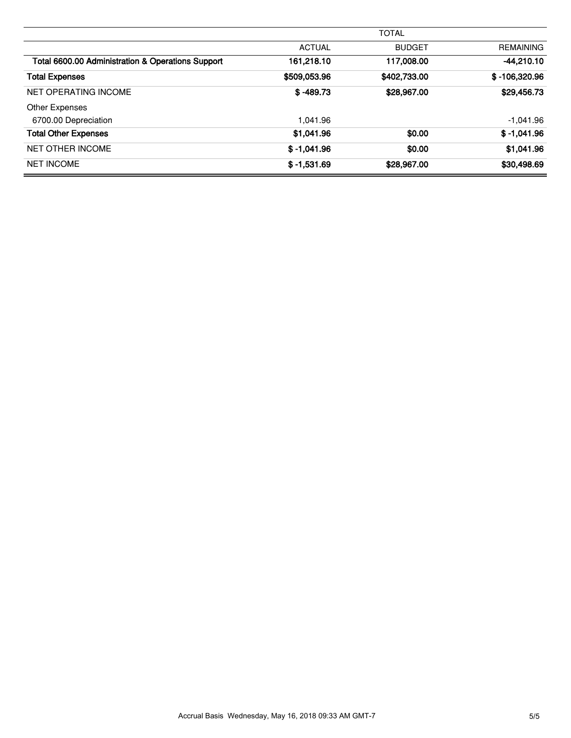| | TOTAL | | |
|---|---|---|---|
| | ACTUAL | BUDGET | REMAINING |
| **Total 6600.00 Administration & Operations Support** | **161,218.10** | **117,008.00** | **-44,210.10** |
| **Total Expenses** | **$509,053.96** | **$402,733.00** | **$ -106,320.96** |
| NET OPERATING INCOME | **$ -489.73** | **$28,967.00** | **$29,456.73** |
| Other Expenses | | | |
| 6700.00 Depreciation | 1,041.96 | | -1,041.96 |
| **Total Other Expenses** | **$1,041.96** | **$0.00** | **$ -1,041.96** |
| NET OTHER INCOME | **$ -1,041.96** | **$0.00** | **$1,041.96** |
| NET INCOME | **$ -1,531.69** | **$28,967.00** | **$30,498.69** |

Accrual Basis Wednesday, May 16, 2018 09:33 AM GMT-7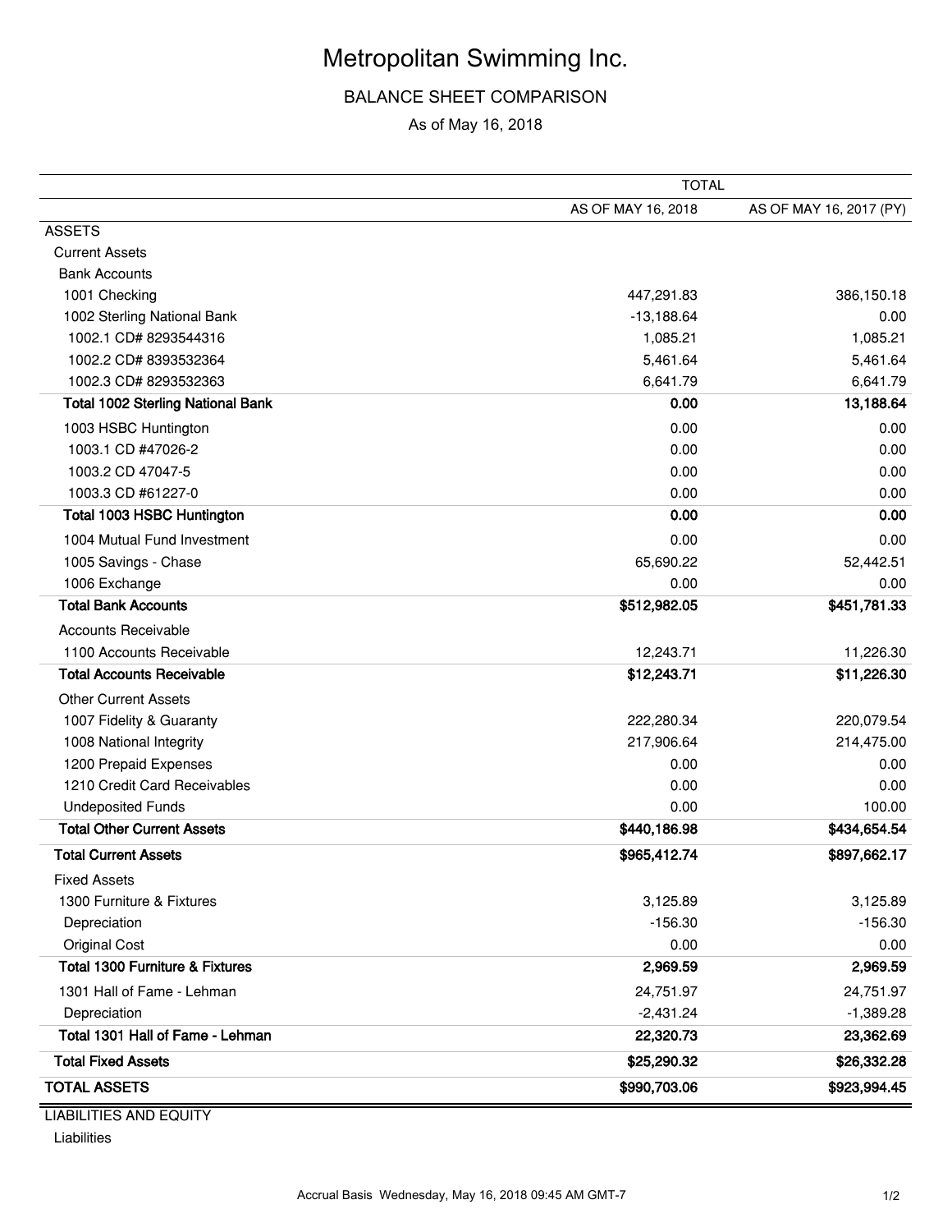# Metropolitan Swimming Inc.

## BALANCE SHEET COMPARISON

As of May 16, 2018

| | TOTAL | |
|---|---|---|
| | AS OF MAY 16, 2018 | AS OF MAY 16, 2017 (PY) |
| ASSETS | | |
| Current Assets | | |
| Bank Accounts | | |
| 1001 Checking | 447,291.83 | 386,150.18 |
| 1002 Sterling National Bank | -13,188.64 | 0.00 |
| 1002.1 CD# 8293544316 | 1,085.21 | 1,085.21 |
| 1002.2 CD# 8393532364 | 5,461.64 | 5,461.64 |
| 1002.3 CD# 8293532363 | 6,641.79 | 6,641.79 |
| **Total 1002 Sterling National Bank** | **0.00** | **13,188.64** |
| 1003 HSBC Huntington | 0.00 | 0.00 |
| 1003.1 CD #47026-2 | 0.00 | 0.00 |
| 1003.2 CD 47047-5 | 0.00 | 0.00 |
| 1003.3 CD #61227-0 | 0.00 | 0.00 |
| **Total 1003 HSBC Huntington** | **0.00** | **0.00** |
| 1004 Mutual Fund Investment | 0.00 | 0.00 |
| 1005 Savings - Chase | 65,690.22 | 52,442.51 |
| 1006 Exchange | 0.00 | 0.00 |
| **Total Bank Accounts** | **$512,982.05** | **$451,781.33** |
| Accounts Receivable | | |
| 1100 Accounts Receivable | 12,243.71 | 11,226.30 |
| **Total Accounts Receivable** | **$12,243.71** | **$11,226.30** |
| Other Current Assets | | |
| 1007 Fidelity & Guaranty | 222,280.34 | 220,079.54 |
| 1008 National Integrity | 217,906.64 | 214,475.00 |
| 1200 Prepaid Expenses | 0.00 | 0.00 |
| 1210 Credit Card Receivables | 0.00 | 0.00 |
| Undeposited Funds | 0.00 | 100.00 |
| **Total Other Current Assets** | **$440,186.98** | **$434,654.54** |
| **Total Current Assets** | **$965,412.74** | **$897,662.17** |
| Fixed Assets | | |
| 1300 Furniture & Fixtures | 3,125.89 | 3,125.89 |
| Depreciation | -156.30 | -156.30 |
| Original Cost | 0.00 | 0.00 |
| **Total 1300 Furniture & Fixtures** | **2,969.59** | **2,969.59** |
| 1301 Hall of Fame - Lehman | 24,751.97 | 24,751.97 |
| Depreciation | -2,431.24 | -1,389.28 |
| **Total 1301 Hall of Fame - Lehman** | **22,320.73** | **23,362.69** |
| **Total Fixed Assets** | **$25,290.32** | **$26,332.28** |
| **TOTAL ASSETS** | **$990,703.06** | **$923,994.45** |

LIABILITIES AND EQUITY

Liabilities

Accrual Basis Wednesday, May 16, 2018 09:45 AM GMT-7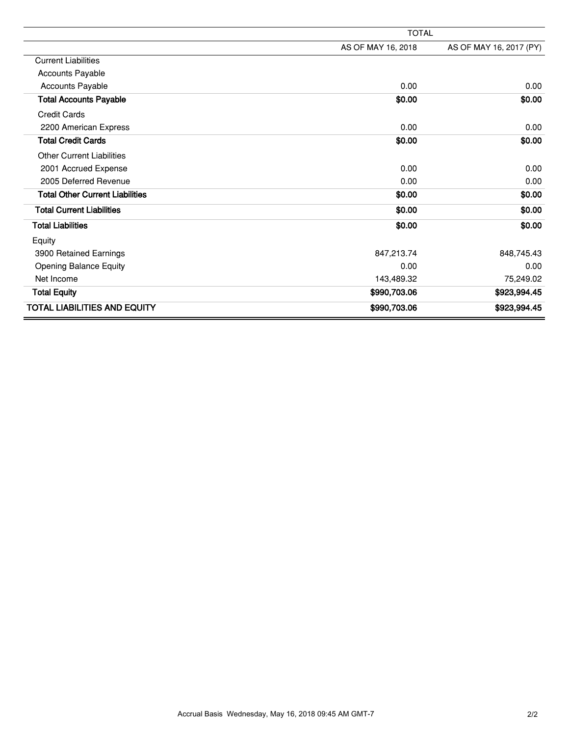| | TOTAL | |
|---|---|---|
| | AS OF MAY 16, 2018 | AS OF MAY 16, 2017 (PY) |
| Current Liabilities | | |
| Accounts Payable | | |
| Accounts Payable | 0.00 | 0.00 |
| **Total Accounts Payable** | **$0.00** | **$0.00** |
| Credit Cards | | |
| 2200 American Express | 0.00 | 0.00 |
| **Total Credit Cards** | **$0.00** | **$0.00** |
| Other Current Liabilities | | |
| 2001 Accrued Expense | 0.00 | 0.00 |
| 2005 Deferred Revenue | 0.00 | 0.00 |
| **Total Other Current Liabilities** | **$0.00** | **$0.00** |
| **Total Current Liabilities** | **$0.00** | **$0.00** |
| **Total Liabilities** | **$0.00** | **$0.00** |
| Equity | | |
| 3900 Retained Earnings | 847,213.74 | 848,745.43 |
| Opening Balance Equity | 0.00 | 0.00 |
| Net Income | 143,489.32 | 75,249.02 |
| **Total Equity** | **$990,703.06** | **$923,994.45** |
| **TOTAL LIABILITIES AND EQUITY** | **$990,703.06** | **$923,994.45** |

Accrual Basis Wednesday, May 16, 2018 09:45 AM GMT-7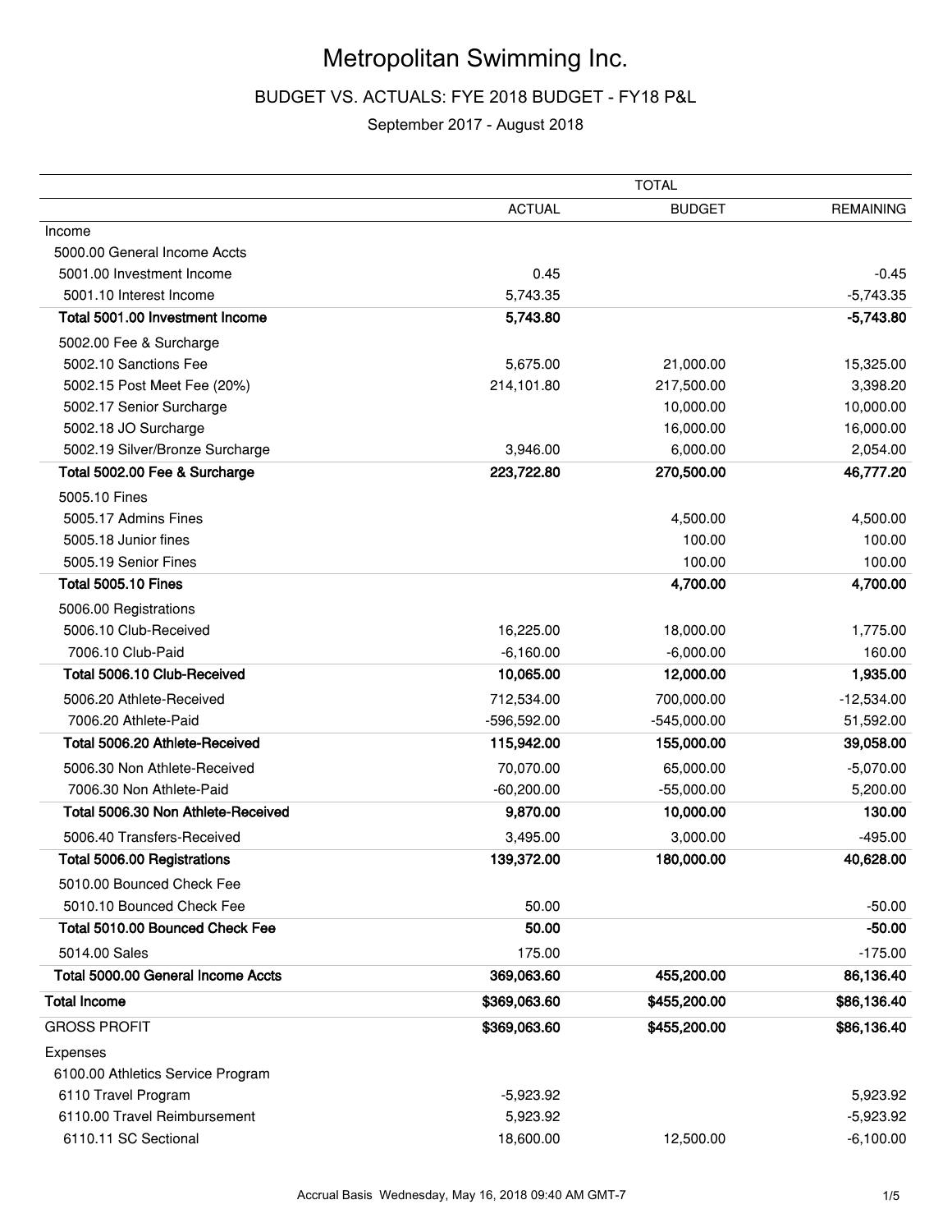# Metropolitan Swimming Inc.

## BUDGET VS. ACTUALS: FYE 2018 BUDGET - FY18 P&L

September 2017 - August 2018

| | TOTAL | | |
|---|---|---|---|
| | ACTUAL | BUDGET | REMAINING |
| Income | | | |
| 5000.00 General Income Accts | | | |
| 5001.00 Investment Income | 0.45 | | -0.45 |
| 5001.10 Interest Income | 5,743.35 | | -5,743.35 |
| **Total 5001.00 Investment Income** | **5,743.80** | | **-5,743.80** |
| 5002.00 Fee & Surcharge | | | |
| 5002.10 Sanctions Fee | 5,675.00 | 21,000.00 | 15,325.00 |
| 5002.15 Post Meet Fee (20%) | 214,101.80 | 217,500.00 | 3,398.20 |
| 5002.17 Senior Surcharge | | 10,000.00 | 10,000.00 |
| 5002.18 JO Surcharge | | 16,000.00 | 16,000.00 |
| 5002.19 Silver/Bronze Surcharge | 3,946.00 | 6,000.00 | 2,054.00 |
| **Total 5002.00 Fee & Surcharge** | **223,722.80** | **270,500.00** | **46,777.20** |
| 5005.10 Fines | | | |
| 5005.17 Admins Fines | | 4,500.00 | 4,500.00 |
| 5005.18 Junior fines | | 100.00 | 100.00 |
| 5005.19 Senior Fines | | 100.00 | 100.00 |
| **Total 5005.10 Fines** | | **4,700.00** | **4,700.00** |
| 5006.00 Registrations | | | |
| 5006.10 Club-Received | 16,225.00 | 18,000.00 | 1,775.00 |
| 7006.10 Club-Paid | -6,160.00 | -6,000.00 | 160.00 |
| **Total 5006.10 Club-Received** | **10,065.00** | **12,000.00** | **1,935.00** |
| 5006.20 Athlete-Received | 712,534.00 | 700,000.00 | -12,534.00 |
| 7006.20 Athlete-Paid | -596,592.00 | -545,000.00 | 51,592.00 |
| **Total 5006.20 Athlete-Received** | **115,942.00** | **155,000.00** | **39,058.00** |
| 5006.30 Non Athlete-Received | 70,070.00 | 65,000.00 | -5,070.00 |
| 7006.30 Non Athlete-Paid | -60,200.00 | -55,000.00 | 5,200.00 |
| **Total 5006.30 Non Athlete-Received** | **9,870.00** | **10,000.00** | **130.00** |
| 5006.40 Transfers-Received | 3,495.00 | 3,000.00 | -495.00 |
| **Total 5006.00 Registrations** | **139,372.00** | **180,000.00** | **40,628.00** |
| 5010.00 Bounced Check Fee | | | |
| 5010.10 Bounced Check Fee | 50.00 | | -50.00 |
| **Total 5010.00 Bounced Check Fee** | **50.00** | | **-50.00** |
| 5014.00 Sales | 175.00 | | -175.00 |
| **Total 5000.00 General Income Accts** | **369,063.60** | **455,200.00** | **86,136.40** |
| **Total Income** | **$369,063.60** | **$455,200.00** | **$86,136.40** |
| GROSS PROFIT | **$369,063.60** | **$455,200.00** | **$86,136.40** |
| Expenses | | | |
| 6100.00 Athletics Service Program | | | |
| 6110 Travel Program | -5,923.92 | | 5,923.92 |
| 6110.00 Travel Reimbursement | 5,923.92 | | -5,923.92 |
| 6110.11 SC Sectional | 18,600.00 | 12,500.00 | -6,100.00 |

Accrual Basis Wednesday, May 16, 2018 09:40 AM GMT-7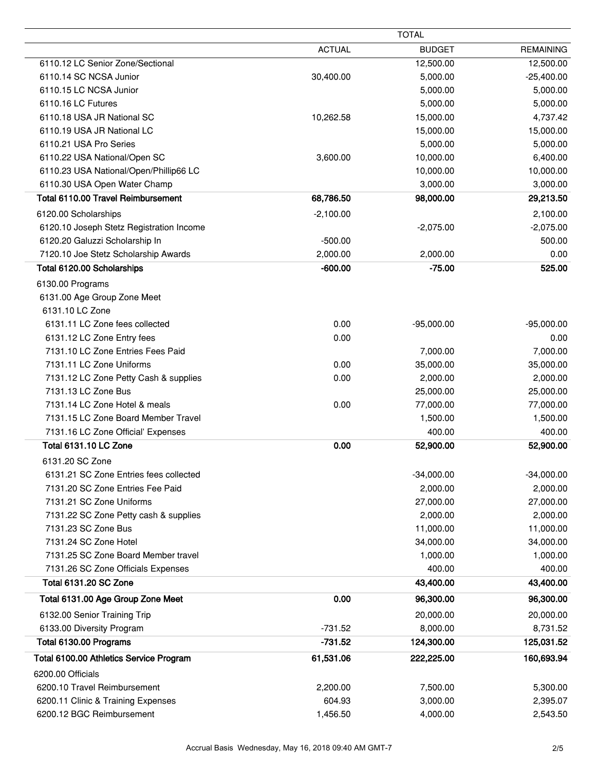| | TOTAL | | |
|---|---|---|---|
| | ACTUAL | BUDGET | REMAINING |
| 6110.12 LC Senior Zone/Sectional | | 12,500.00 | 12,500.00 |
| 6110.14 SC NCSA Junior | 30,400.00 | 5,000.00 | -25,400.00 |
| 6110.15 LC NCSA Junior | | 5,000.00 | 5,000.00 |
| 6110.16 LC Futures | | 5,000.00 | 5,000.00 |
| 6110.18 USA JR National SC | 10,262.58 | 15,000.00 | 4,737.42 |
| 6110.19 USA JR National LC | | 15,000.00 | 15,000.00 |
| 6110.21 USA Pro Series | | 5,000.00 | 5,000.00 |
| 6110.22 USA National/Open SC | 3,600.00 | 10,000.00 | 6,400.00 |
| 6110.23 USA National/Open/Phillip66 LC | | 10,000.00 | 10,000.00 |
| 6110.30 USA Open Water Champ | | 3,000.00 | 3,000.00 |
| **Total 6110.00 Travel Reimbursement** | **68,786.50** | **98,000.00** | **29,213.50** |
| 6120.00 Scholarships | -2,100.00 | | 2,100.00 |
| 6120.10 Joseph Stetz Registration Income | | -2,075.00 | -2,075.00 |
| 6120.20 Galuzzi Scholarship In | -500.00 | | 500.00 |
| 7120.10 Joe Stetz Scholarship Awards | 2,000.00 | 2,000.00 | 0.00 |
| **Total 6120.00 Scholarships** | **-600.00** | **-75.00** | **525.00** |
| 6130.00 Programs | | | |
| 6131.00 Age Group Zone Meet | | | |
| 6131.10 LC Zone | | | |
| 6131.11 LC Zone fees collected | 0.00 | -95,000.00 | -95,000.00 |
| 6131.12 LC Zone Entry fees | 0.00 | | 0.00 |
| 7131.10 LC Zone Entries Fees Paid | | 7,000.00 | 7,000.00 |
| 7131.11 LC Zone Uniforms | 0.00 | 35,000.00 | 35,000.00 |
| 7131.12 LC Zone Petty Cash & supplies | 0.00 | 2,000.00 | 2,000.00 |
| 7131.13 LC Zone Bus | | 25,000.00 | 25,000.00 |
| 7131.14 LC Zone Hotel & meals | 0.00 | 77,000.00 | 77,000.00 |
| 7131.15 LC Zone Board Member Travel | | 1,500.00 | 1,500.00 |
| 7131.16 LC Zone Official' Expenses | | 400.00 | 400.00 |
| **Total 6131.10 LC Zone** | **0.00** | **52,900.00** | **52,900.00** |
| 6131.20 SC Zone | | | |
| 6131.21 SC Zone Entries fees collected | | -34,000.00 | -34,000.00 |
| 7131.20 SC Zone Entries Fee Paid | | 2,000.00 | 2,000.00 |
| 7131.21 SC Zone Uniforms | | 27,000.00 | 27,000.00 |
| 7131.22 SC Zone Petty cash & supplies | | 2,000.00 | 2,000.00 |
| 7131.23 SC Zone Bus | | 11,000.00 | 11,000.00 |
| 7131.24 SC Zone Hotel | | 34,000.00 | 34,000.00 |
| 7131.25 SC Zone Board Member travel | | 1,000.00 | 1,000.00 |
| 7131.26 SC Zone Officials Expenses | | 400.00 | 400.00 |
| **Total 6131.20 SC Zone** | | **43,400.00** | **43,400.00** |
| **Total 6131.00 Age Group Zone Meet** | **0.00** | **96,300.00** | **96,300.00** |
| 6132.00 Senior Training Trip | | 20,000.00 | 20,000.00 |
| 6133.00 Diversity Program | -731.52 | 8,000.00 | 8,731.52 |
| **Total 6130.00 Programs** | **-731.52** | **124,300.00** | **125,031.52** |
| **Total 6100.00 Athletics Service Program** | **61,531.06** | **222,225.00** | **160,693.94** |
| 6200.00 Officials | | | |
| 6200.10 Travel Reimbursement | 2,200.00 | 7,500.00 | 5,300.00 |
| 6200.11 Clinic & Training Expenses | 604.93 | 3,000.00 | 2,395.07 |
| 6200.12 BGC Reimbursement | 1,456.50 | 4,000.00 | 2,543.50 |

Accrual Basis Wednesday, May 16, 2018 09:40 AM GMT-7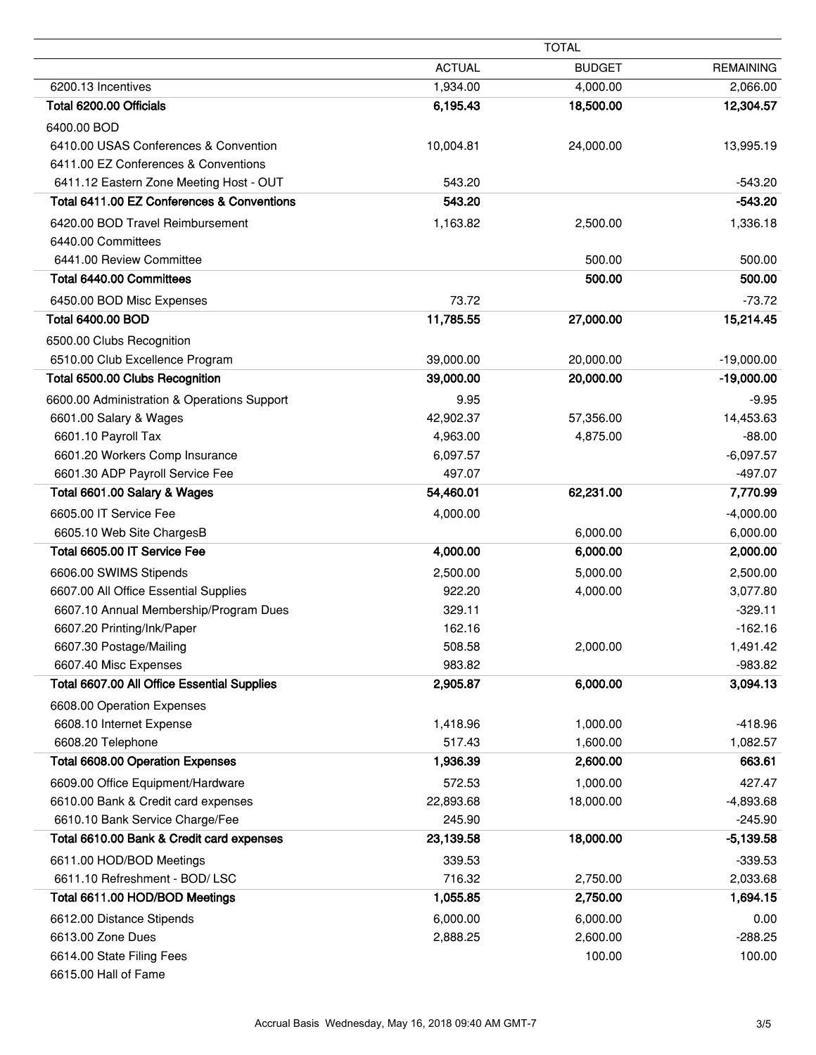| | TOTAL | | |
|---|---|---|---|
| | ACTUAL | BUDGET | REMAINING |
| 6200.13 Incentives | 1,934.00 | 4,000.00 | 2,066.00 |
| **Total 6200.00 Officials** | **6,195.43** | **18,500.00** | **12,304.57** |
| 6400.00 BOD | | | |
| 6410.00 USAS Conferences & Convention | 10,004.81 | 24,000.00 | 13,995.19 |
| 6411.00 EZ Conferences & Conventions | | | |
| 6411.12 Eastern Zone Meeting Host - OUT | 543.20 | | -543.20 |
| **Total 6411.00 EZ Conferences & Conventions** | **543.20** | | **-543.20** |
| 6420.00 BOD Travel Reimbursement | 1,163.82 | 2,500.00 | 1,336.18 |
| 6440.00 Committees | | | |
| 6441.00 Review Committee | | 500.00 | 500.00 |
| **Total 6440.00 Committees** | | **500.00** | **500.00** |
| 6450.00 BOD Misc Expenses | 73.72 | | -73.72 |
| **Total 6400.00 BOD** | **11,785.55** | **27,000.00** | **15,214.45** |
| 6500.00 Clubs Recognition | | | |
| 6510.00 Club Excellence Program | 39,000.00 | 20,000.00 | -19,000.00 |
| **Total 6500.00 Clubs Recognition** | **39,000.00** | **20,000.00** | **-19,000.00** |
| 6600.00 Administration & Operations Support | 9.95 | | -9.95 |
| 6601.00 Salary & Wages | 42,902.37 | 57,356.00 | 14,453.63 |
| 6601.10 Payroll Tax | 4,963.00 | 4,875.00 | -88.00 |
| 6601.20 Workers Comp Insurance | 6,097.57 | | -6,097.57 |
| 6601.30 ADP Payroll Service Fee | 497.07 | | -497.07 |
| **Total 6601.00 Salary & Wages** | **54,460.01** | **62,231.00** | **7,770.99** |
| 6605.00 IT Service Fee | 4,000.00 | | -4,000.00 |
| 6605.10 Web Site ChargesB | | 6,000.00 | 6,000.00 |
| **Total 6605.00 IT Service Fee** | **4,000.00** | **6,000.00** | **2,000.00** |
| 6606.00 SWIMS Stipends | 2,500.00 | 5,000.00 | 2,500.00 |
| 6607.00 All Office Essential Supplies | 922.20 | 4,000.00 | 3,077.80 |
| 6607.10 Annual Membership/Program Dues | 329.11 | | -329.11 |
| 6607.20 Printing/Ink/Paper | 162.16 | | -162.16 |
| 6607.30 Postage/Mailing | 508.58 | 2,000.00 | 1,491.42 |
| 6607.40 Misc Expenses | 983.82 | | -983.82 |
| **Total 6607.00 All Office Essential Supplies** | **2,905.87** | **6,000.00** | **3,094.13** |
| 6608.00 Operation Expenses | | | |
| 6608.10 Internet Expense | 1,418.96 | 1,000.00 | -418.96 |
| 6608.20 Telephone | 517.43 | 1,600.00 | 1,082.57 |
| **Total 6608.00 Operation Expenses** | **1,936.39** | **2,600.00** | **663.61** |
| 6609.00 Office Equipment/Hardware | 572.53 | 1,000.00 | 427.47 |
| 6610.00 Bank & Credit card expenses | 22,893.68 | 18,000.00 | -4,893.68 |
| 6610.10 Bank Service Charge/Fee | 245.90 | | -245.90 |
| **Total 6610.00 Bank & Credit card expenses** | **23,139.58** | **18,000.00** | **-5,139.58** |
| 6611.00 HOD/BOD Meetings | 339.53 | | -339.53 |
| 6611.10 Refreshment - BOD/ LSC | 716.32 | 2,750.00 | 2,033.68 |
| **Total 6611.00 HOD/BOD Meetings** | **1,055.85** | **2,750.00** | **1,694.15** |
| 6612.00 Distance Stipends | 6,000.00 | 6,000.00 | 0.00 |
| 6613.00 Zone Dues | 2,888.25 | 2,600.00 | -288.25 |
| 6614.00 State Filing Fees | | 100.00 | 100.00 |
| 6615.00 Hall of Fame | | | |

Accrual Basis Wednesday, May 16, 2018 09:40 AM GMT-7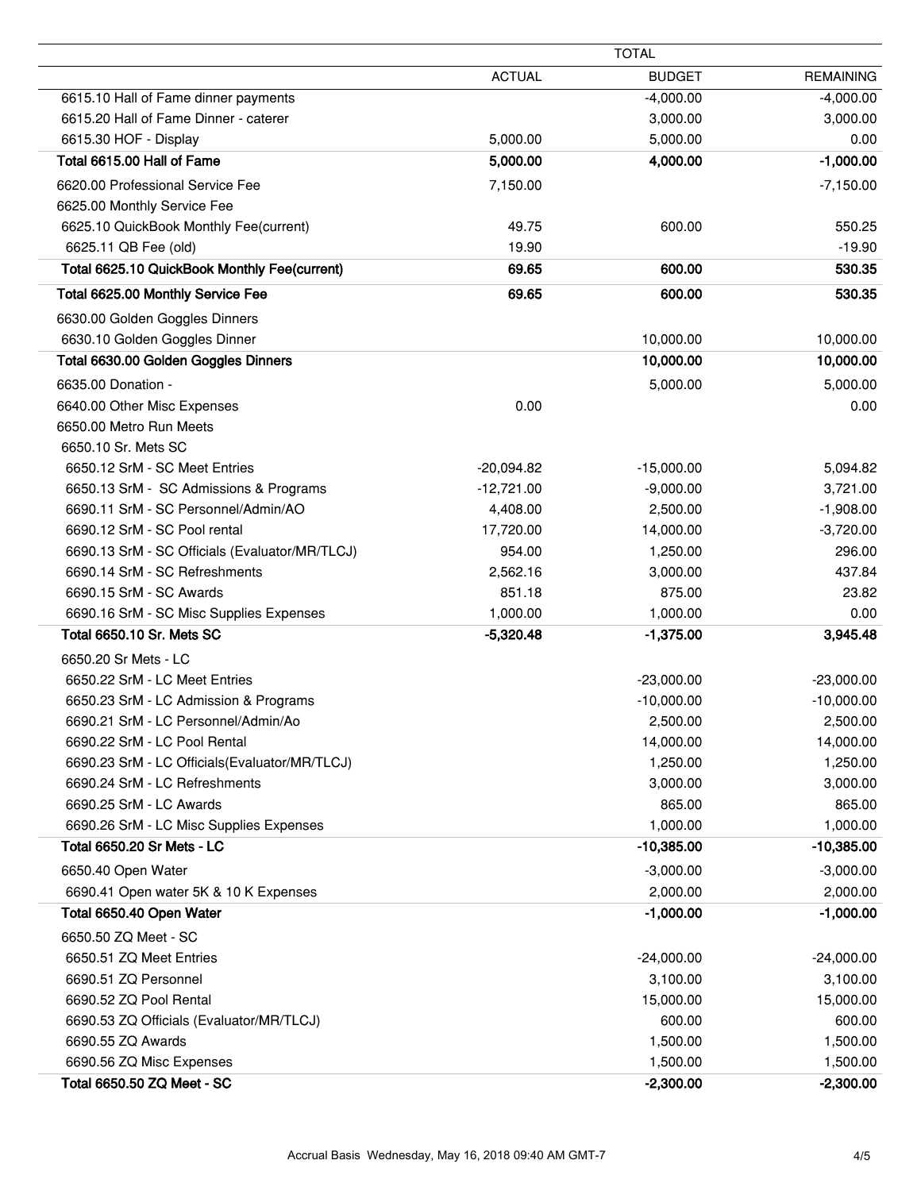| | TOTAL | | |
|---|---|---|---|
| | ACTUAL | BUDGET | REMAINING |
| 6615.10 Hall of Fame dinner payments | | -4,000.00 | -4,000.00 |
| 6615.20 Hall of Fame Dinner - caterer | | 3,000.00 | 3,000.00 |
| 6615.30 HOF - Display | 5,000.00 | 5,000.00 | 0.00 |
| **Total 6615.00 Hall of Fame** | **5,000.00** | **4,000.00** | **-1,000.00** |
| 6620.00 Professional Service Fee | 7,150.00 | | -7,150.00 |
| 6625.00 Monthly Service Fee | | | |
| 6625.10 QuickBook Monthly Fee(current) | 49.75 | 600.00 | 550.25 |
| 6625.11 QB Fee (old) | 19.90 | | -19.90 |
| **Total 6625.10 QuickBook Monthly Fee(current)** | **69.65** | **600.00** | **530.35** |
| **Total 6625.00 Monthly Service Fee** | **69.65** | **600.00** | **530.35** |
| 6630.00 Golden Goggles Dinners | | | |
| 6630.10 Golden Goggles Dinner | | 10,000.00 | 10,000.00 |
| **Total 6630.00 Golden Goggles Dinners** | | **10,000.00** | **10,000.00** |
| 6635.00 Donation - | | 5,000.00 | 5,000.00 |
| 6640.00 Other Misc Expenses | 0.00 | | 0.00 |
| 6650.00 Metro Run Meets | | | |
| 6650.10 Sr. Mets SC | | | |
| 6650.12 SrM - SC Meet Entries | -20,094.82 | -15,000.00 | 5,094.82 |
| 6650.13 SrM - SC Admissions & Programs | -12,721.00 | -9,000.00 | 3,721.00 |
| 6690.11 SrM - SC Personnel/Admin/AO | 4,408.00 | 2,500.00 | -1,908.00 |
| 6690.12 SrM - SC Pool rental | 17,720.00 | 14,000.00 | -3,720.00 |
| 6690.13 SrM - SC Officials (Evaluator/MR/TLCJ) | 954.00 | 1,250.00 | 296.00 |
| 6690.14 SrM - SC Refreshments | 2,562.16 | 3,000.00 | 437.84 |
| 6690.15 SrM - SC Awards | 851.18 | 875.00 | 23.82 |
| 6690.16 SrM - SC Misc Supplies Expenses | 1,000.00 | 1,000.00 | 0.00 |
| **Total 6650.10 Sr. Mets SC** | **-5,320.48** | **-1,375.00** | **3,945.48** |
| 6650.20 Sr Mets - LC | | | |
| 6650.22 SrM - LC Meet Entries | | -23,000.00 | -23,000.00 |
| 6650.23 SrM - LC Admission & Programs | | -10,000.00 | -10,000.00 |
| 6690.21 SrM - LC Personnel/Admin/Ao | | 2,500.00 | 2,500.00 |
| 6690.22 SrM - LC Pool Rental | | 14,000.00 | 14,000.00 |
| 6690.23 SrM - LC Officials(Evaluator/MR/TLCJ) | | 1,250.00 | 1,250.00 |
| 6690.24 SrM - LC Refreshments | | 3,000.00 | 3,000.00 |
| 6690.25 SrM - LC Awards | | 865.00 | 865.00 |
| 6690.26 SrM - LC Misc Supplies Expenses | | 1,000.00 | 1,000.00 |
| **Total 6650.20 Sr Mets - LC** | | **-10,385.00** | **-10,385.00** |
| 6650.40 Open Water | | -3,000.00 | -3,000.00 |
| 6690.41 Open water 5K & 10 K Expenses | | 2,000.00 | 2,000.00 |
| **Total 6650.40 Open Water** | | **-1,000.00** | **-1,000.00** |
| 6650.50 ZQ Meet - SC | | | |
| 6650.51 ZQ Meet Entries | | -24,000.00 | -24,000.00 |
| 6690.51 ZQ Personnel | | 3,100.00 | 3,100.00 |
| 6690.52 ZQ Pool Rental | | 15,000.00 | 15,000.00 |
| 6690.53 ZQ Officials (Evaluator/MR/TLCJ) | | 600.00 | 600.00 |
| 6690.55 ZQ Awards | | 1,500.00 | 1,500.00 |
| 6690.56 ZQ Misc Expenses | | 1,500.00 | 1,500.00 |
| **Total 6650.50 ZQ Meet - SC** | | **-2,300.00** | **-2,300.00** |

Accrual Basis Wednesday, May 16, 2018 09:40 AM GMT-7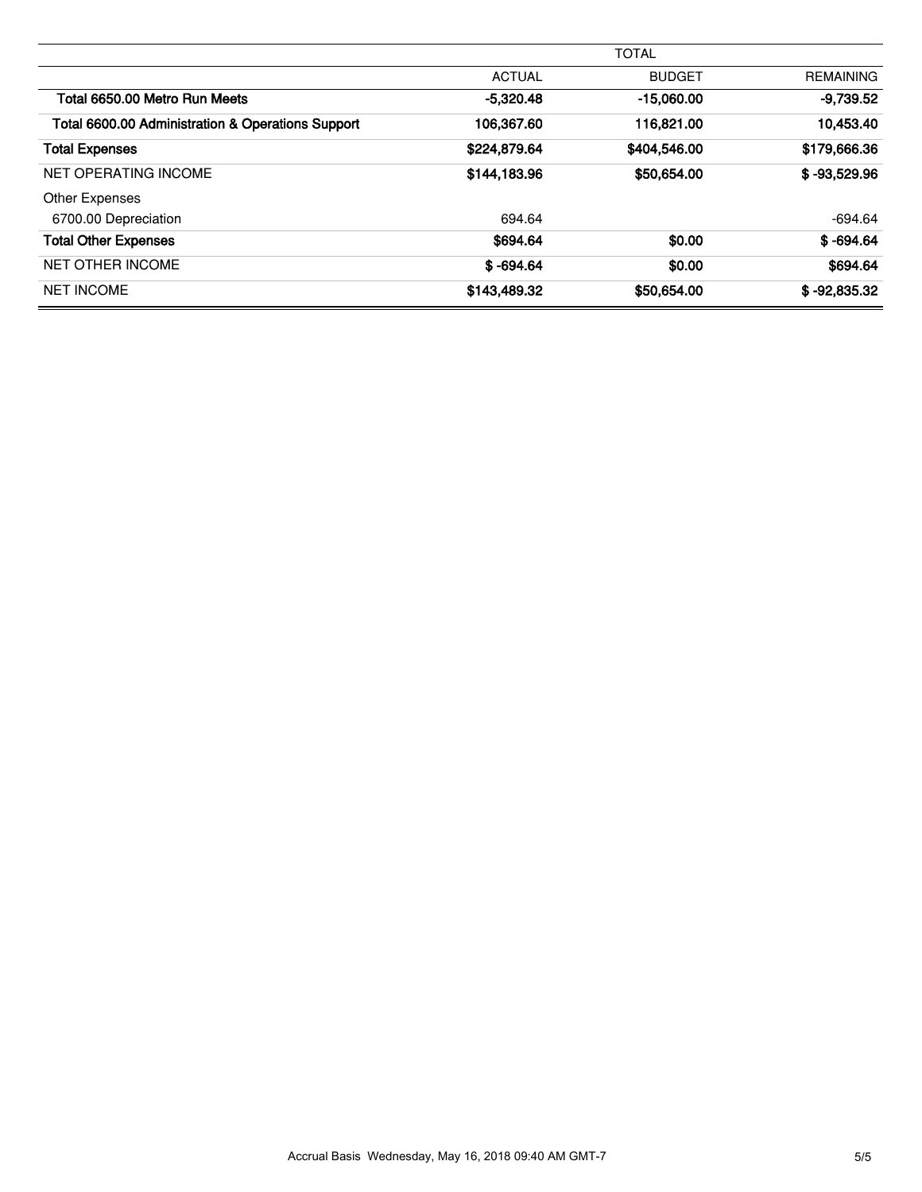| | TOTAL | | |
|---|---|---|---|
| | ACTUAL | BUDGET | REMAINING |
| **Total 6650.00 Metro Run Meets** | **-5,320.48** | **-15,060.00** | **-9,739.52** |
| **Total 6600.00 Administration & Operations Support** | **106,367.60** | **116,821.00** | **10,453.40** |
| **Total Expenses** | **$224,879.64** | **$404,546.00** | **$179,666.36** |
| NET OPERATING INCOME | **$144,183.96** | **$50,654.00** | **$ -93,529.96** |
| Other Expenses | | | |
| 6700.00 Depreciation | 694.64 | | -694.64 |
| **Total Other Expenses** | **$694.64** | **$0.00** | **$ -694.64** |
| NET OTHER INCOME | **$ -694.64** | **$0.00** | **$694.64** |
| NET INCOME | **$143,489.32** | **$50,654.00** | **$ -92,835.32** |

Accrual Basis Wednesday, May 16, 2018 09:40 AM GMT-7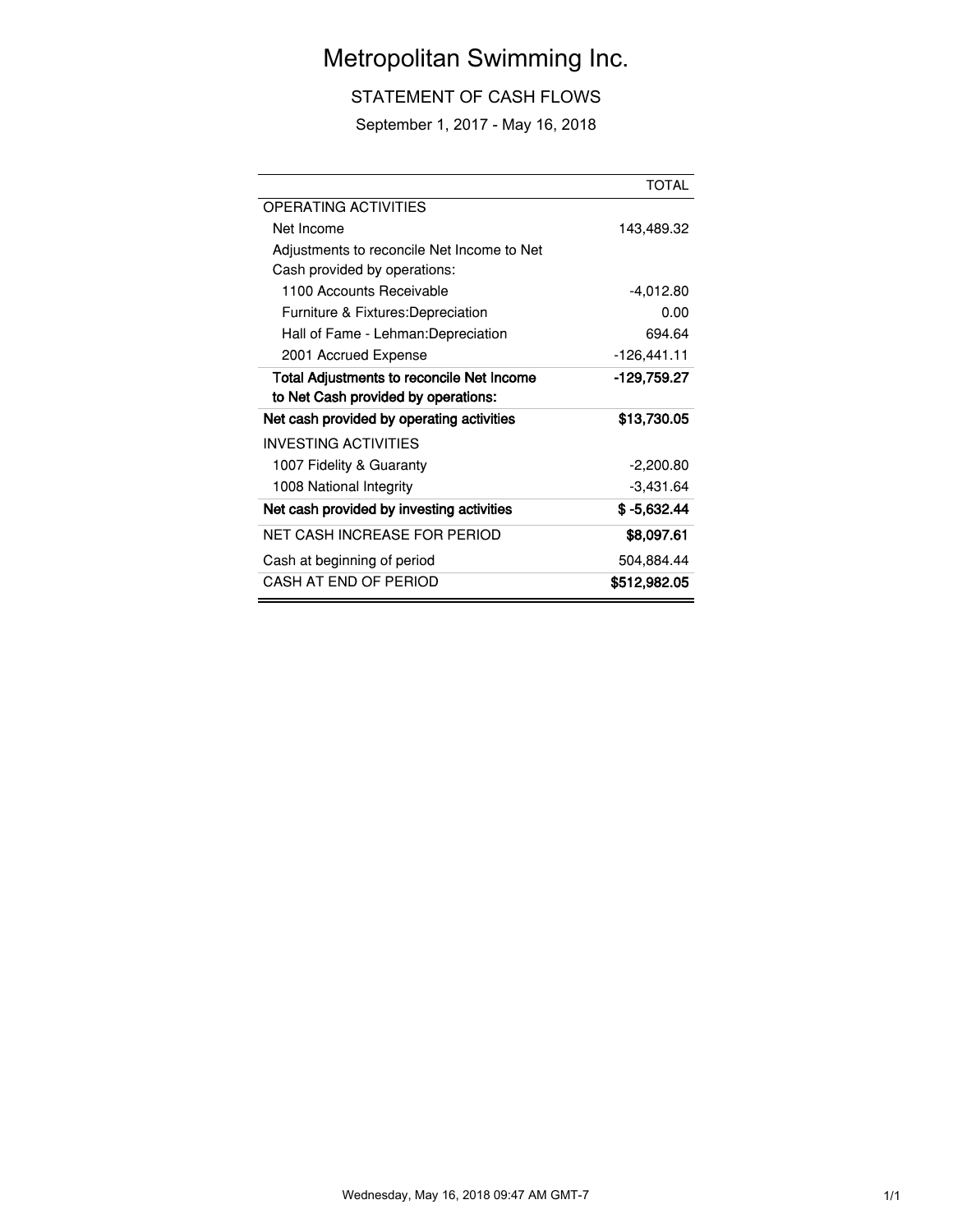# Metropolitan Swimming Inc.

## STATEMENT OF CASH FLOWS

September 1, 2017 - May 16, 2018

| | TOTAL |
|---|---|
| OPERATING ACTIVITIES | |
| Net Income | 143,489.32 |
| Adjustments to reconcile Net Income to Net Cash provided by operations: | |
| 1100 Accounts Receivable | -4,012.80 |
| Furniture & Fixtures:Depreciation | 0.00 |
| Hall of Fame - Lehman:Depreciation | 694.64 |
| 2001 Accrued Expense | -126,441.11 |
| **Total Adjustments to reconcile Net Income to Net Cash provided by operations:** | **-129,759.27** |
| **Net cash provided by operating activities** | **$13,730.05** |
| INVESTING ACTIVITIES | |
| 1007 Fidelity & Guaranty | -2,200.80 |
| 1008 National Integrity | -3,431.64 |
| **Net cash provided by investing activities** | **$ -5,632.44** |
| NET CASH INCREASE FOR PERIOD | **$8,097.61** |
| Cash at beginning of period | 504,884.44 |
| CASH AT END OF PERIOD | **$512,982.05** |

Wednesday, May 16, 2018 09:47 AM GMT-7